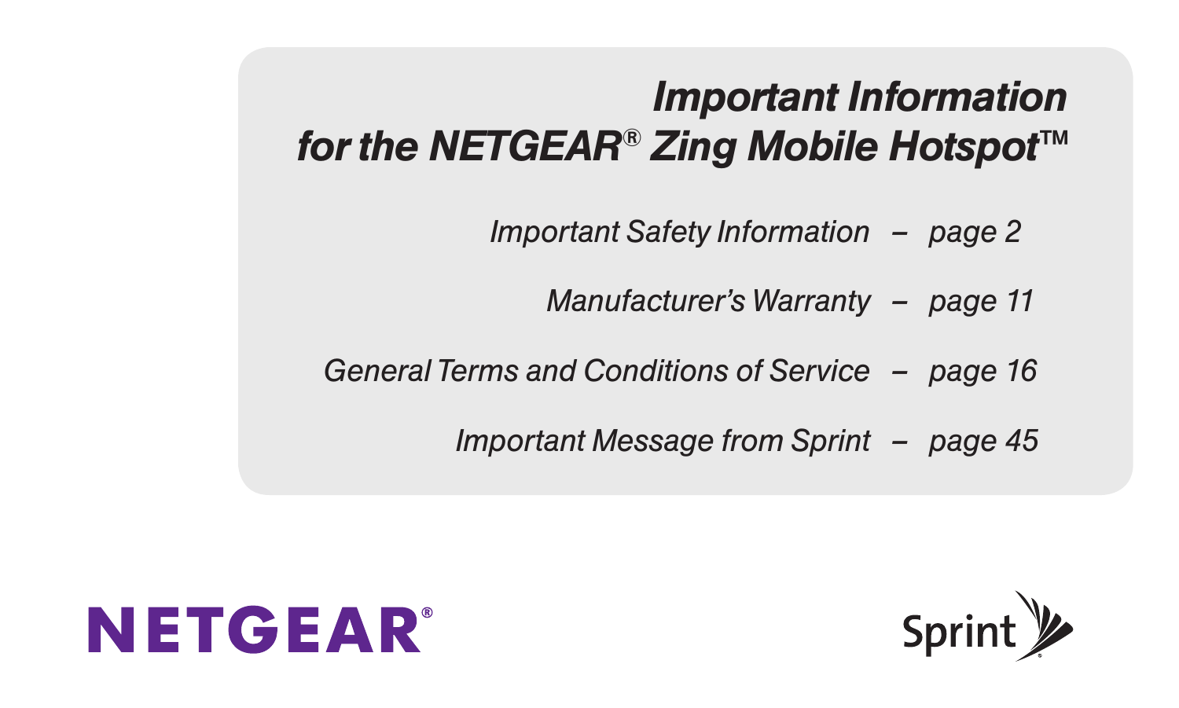# *Important Information for the NETGEAR® Zing Mobile Hotspot™*

*Important Safety Information – page 2*

*Manufacturer's Warranty – page 11*

*General Terms and Conditions of Service – page 16*

*Important Message from Sprint – page 45*

NETGEAR®

Sprint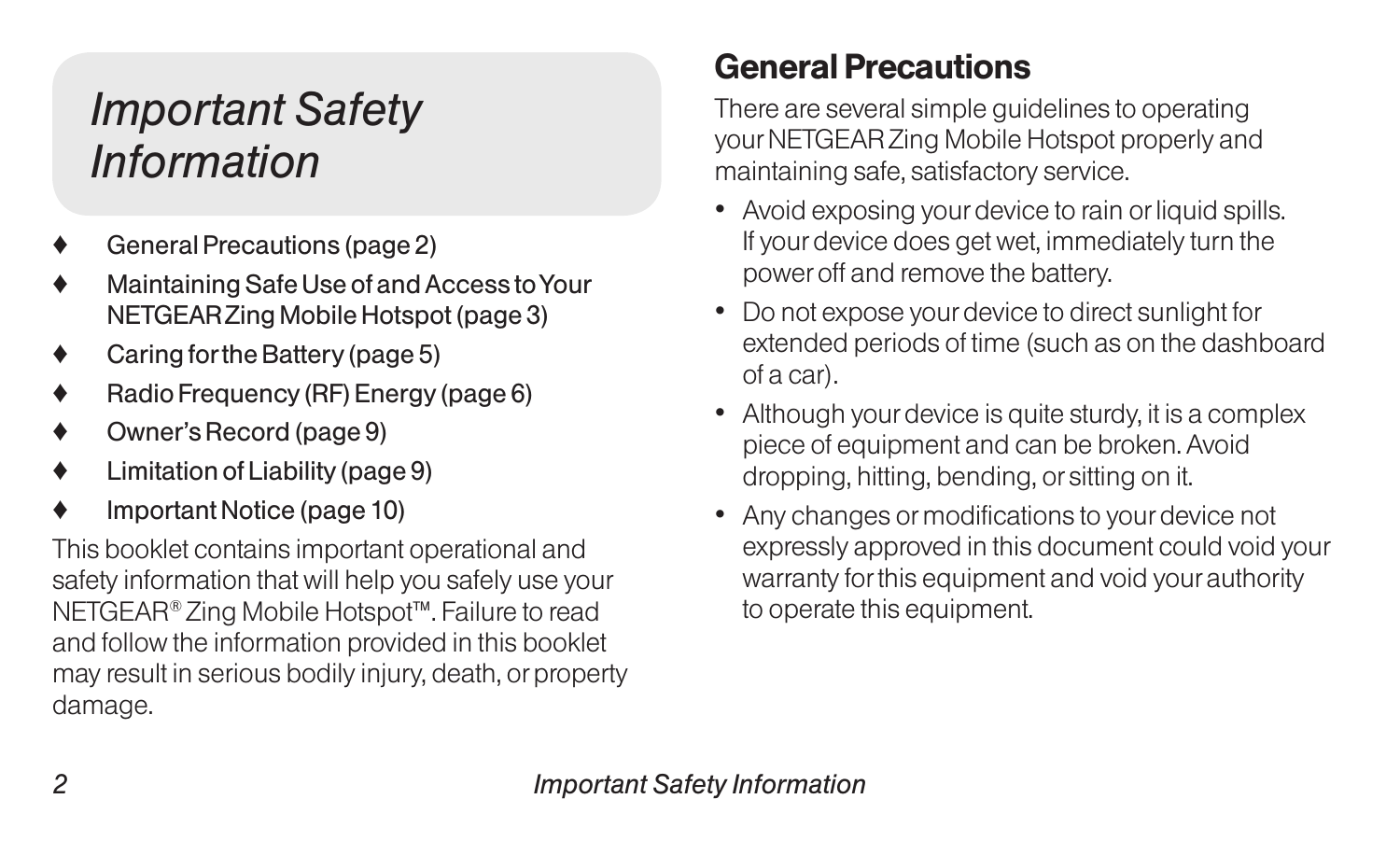# *Important Safety Information*

- General Precautions (page 2)
- Maintaining Safe Use of and Access to Your NETGEAR Zing Mobile Hotspot (page 3)
- Caring for the Battery (page 5)
- Radio Frequency (RF) Energy (page 6)
- Owner's Record (page 9)
- Limitation of Liability (page 9)
- Important Notice (page 10)

This booklet contains important operational and safety information that will help you safely use your NETGEAR® Zing Mobile Hotspot™. Failure to read and follow the information provided in this booklet may result in serious bodily injury, death, or property damage.

## General Precautions

There are several simple guidelines to operating your NETGEAR Zing Mobile Hotspot properly and maintaining safe, satisfactory service.

- Avoid exposing your device to rain or liquid spills. If your device does get wet, immediately turn the power off and remove the battery.
- Do not expose your device to direct sunlight for extended periods of time (such as on the dashboard of a car).
- Although your device is quite sturdy, it is a complex piece of equipment and can be broken. Avoid dropping, hitting, bending, or sitting on it.
- Any changes or modifications to your device not expressly approved in this document could void your warranty for this equipment and void your authority to operate this equipment.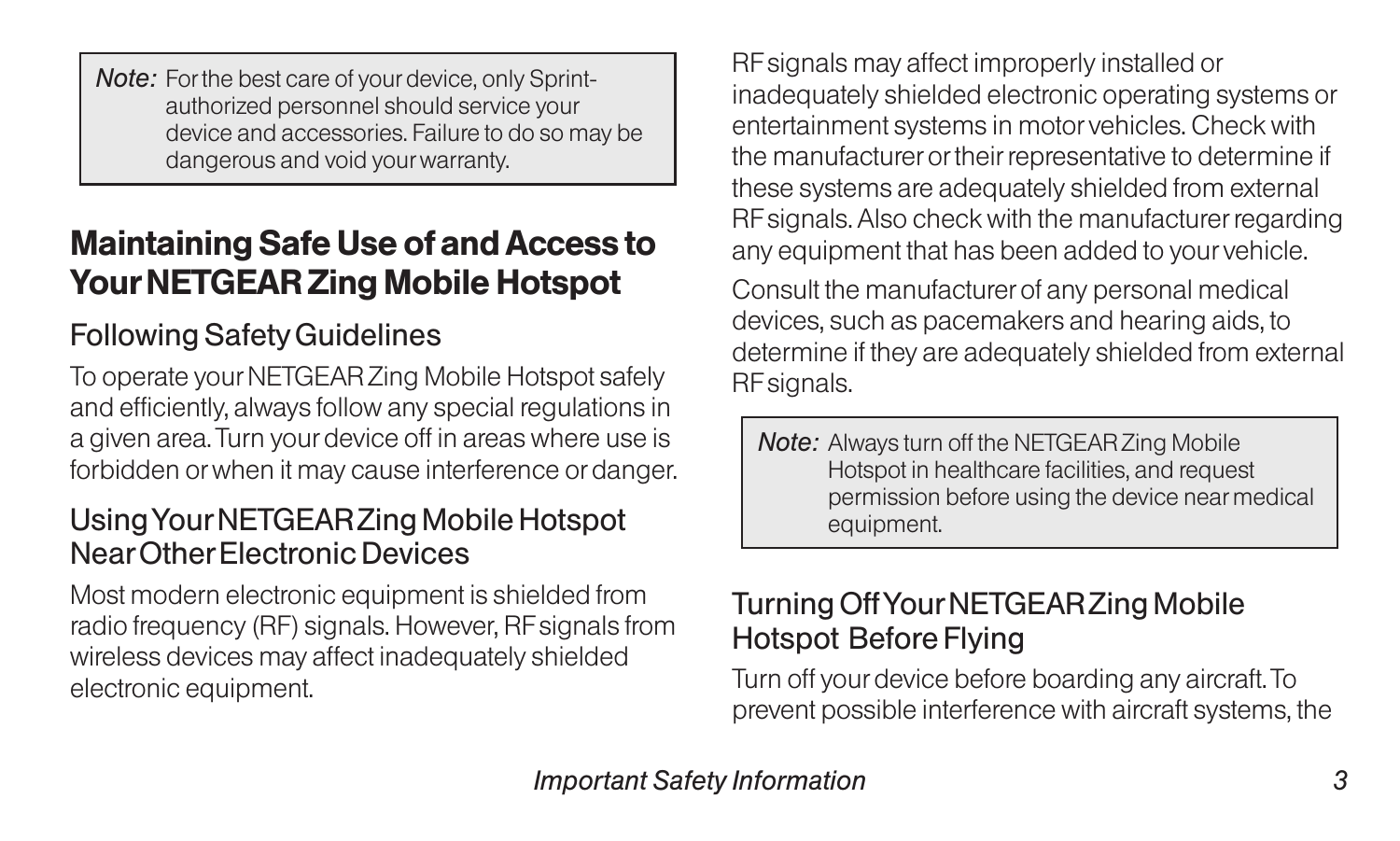> *Note:* For the best care of your device, only Sprint-authorized personnel should service your device and accessories. Failure to do so may be dangerous and void your warranty.

## Maintaining Safe Use of and Access to Your NETGEAR Zing Mobile Hotspot

### Following Safety Guidelines

To operate your NETGEAR Zing Mobile Hotspot safely and efficiently, always follow any special regulations in a given area. Turn your device off in areas where use is forbidden or when it may cause interference or danger.

### Using Your NETGEAR Zing Mobile Hotspot Near Other Electronic Devices

Most modern electronic equipment is shielded from radio frequency (RF) signals. However, RF signals from wireless devices may affect inadequately shielded electronic equipment.

RF signals may affect improperly installed or inadequately shielded electronic operating systems or entertainment systems in motor vehicles. Check with the manufacturer or their representative to determine if these systems are adequately shielded from external RF signals. Also check with the manufacturer regarding any equipment that has been added to your vehicle.

Consult the manufacturer of any personal medical devices, such as pacemakers and hearing aids, to determine if they are adequately shielded from external RF signals.

> *Note:* Always turn off the NETGEAR Zing Mobile Hotspot in healthcare facilities, and request permission before using the device near medical equipment.

### Turning Off Your NETGEAR Zing Mobile Hotspot Before Flying

Turn off your device before boarding any aircraft. To prevent possible interference with aircraft systems, the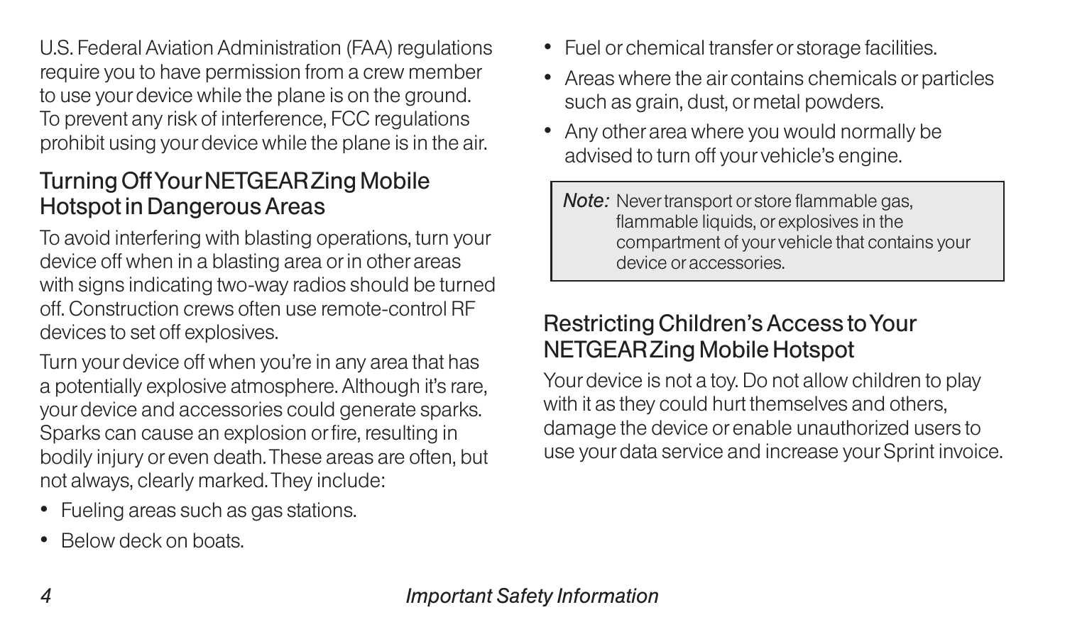U.S. Federal Aviation Administration (FAA) regulations require you to have permission from a crew member to use your device while the plane is on the ground. To prevent any risk of interference, FCC regulations prohibit using your device while the plane is in the air.

## Turning Off Your NETGEAR Zing Mobile Hotspot in Dangerous Areas

To avoid interfering with blasting operations, turn your device off when in a blasting area or in other areas with signs indicating two-way radios should be turned off. Construction crews often use remote-control RF devices to set off explosives.

Turn your device off when you're in any area that has a potentially explosive atmosphere. Although it's rare, your device and accessories could generate sparks. Sparks can cause an explosion or fire, resulting in bodily injury or even death. These areas are often, but not always, clearly marked. They include:

- Fueling areas such as gas stations.
- Below deck on boats.
- Fuel or chemical transfer or storage facilities.
- Areas where the air contains chemicals or particles such as grain, dust, or metal powders.
- Any other area where you would normally be advised to turn off your vehicle's engine.

> *Note:* Never transport or store flammable gas, flammable liquids, or explosives in the compartment of your vehicle that contains your device or accessories.

## Restricting Children's Access to Your NETGEAR Zing Mobile Hotspot

Your device is not a toy. Do not allow children to play with it as they could hurt themselves and others, damage the device or enable unauthorized users to use your data service and increase your Sprint invoice.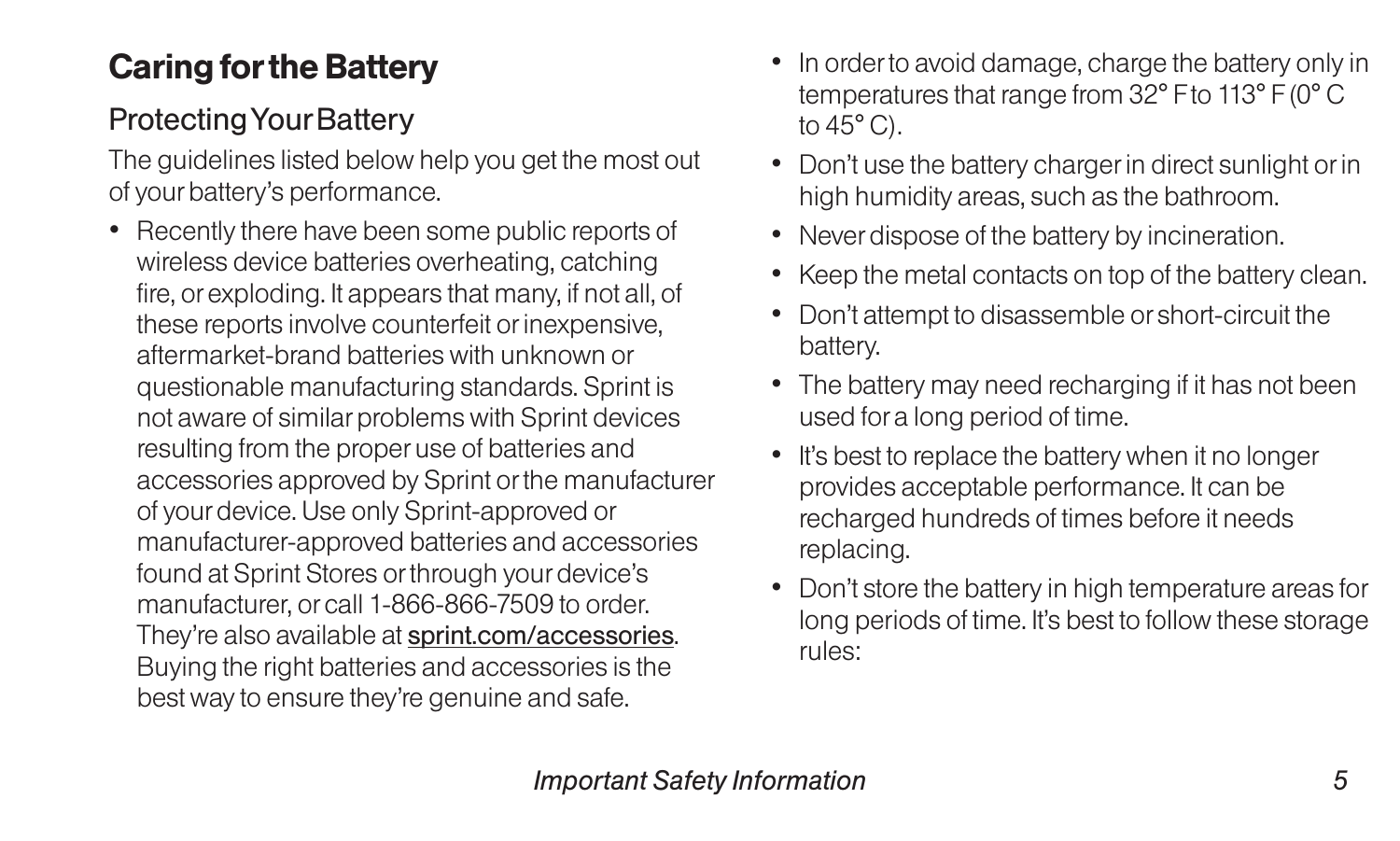## Caring for the Battery

### Protecting Your Battery

The guidelines listed below help you get the most out of your battery's performance.

- Recently there have been some public reports of wireless device batteries overheating, catching fire, or exploding. It appears that many, if not all, of these reports involve counterfeit or inexpensive, aftermarket-brand batteries with unknown or questionable manufacturing standards. Sprint is not aware of similar problems with Sprint devices resulting from the proper use of batteries and accessories approved by Sprint or the manufacturer of your device. Use only Sprint-approved or manufacturer-approved batteries and accessories found at Sprint Stores or through your device's manufacturer, or call 1-866-866-7509 to order. They're also available at sprint.com/accessories. Buying the right batteries and accessories is the best way to ensure they're genuine and safe.
- In order to avoid damage, charge the battery only in temperatures that range from 32° F to 113° F (0° C to 45° C).
- Don't use the battery charger in direct sunlight or in high humidity areas, such as the bathroom.
- Never dispose of the battery by incineration.
- Keep the metal contacts on top of the battery clean.
- Don't attempt to disassemble or short-circuit the battery.
- The battery may need recharging if it has not been used for a long period of time.
- It's best to replace the battery when it no longer provides acceptable performance. It can be recharged hundreds of times before it needs replacing.
- Don't store the battery in high temperature areas for long periods of time. It's best to follow these storage rules: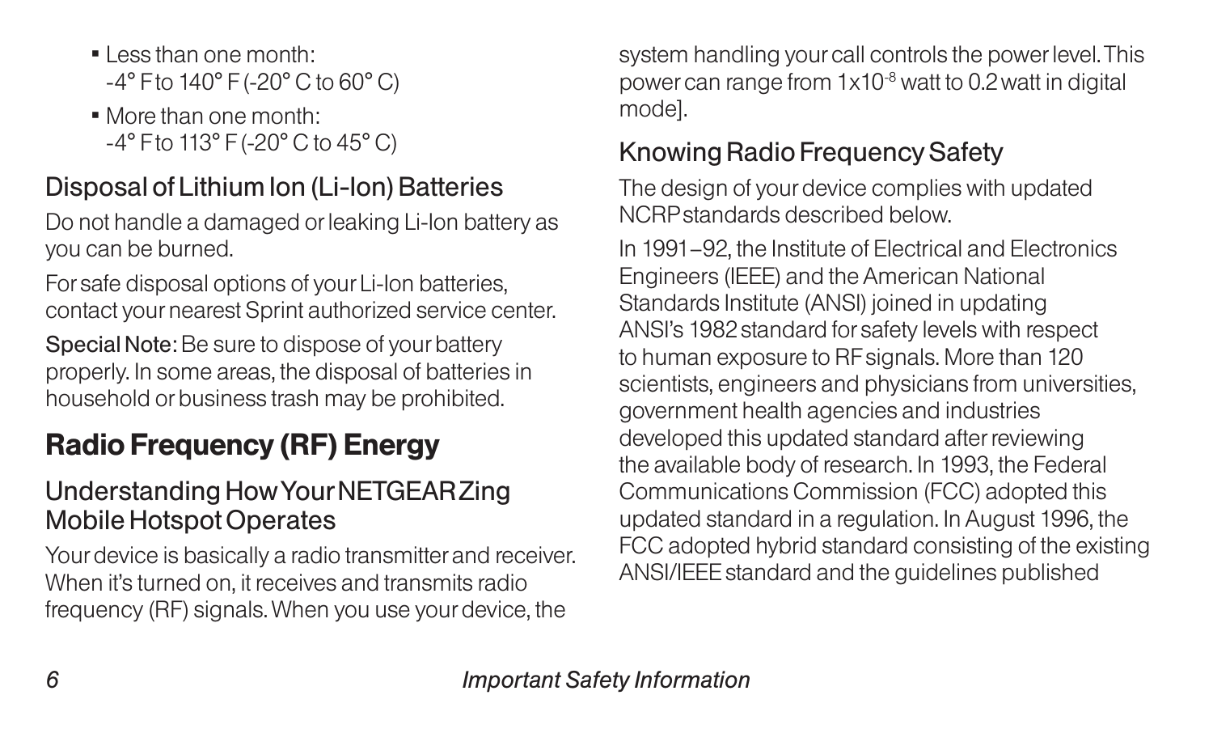- Less than one month:
  -4° F to 140° F (-20° C to 60° C)
- More than one month:
  -4° F to 113° F (-20° C to 45° C)

## Disposal of Lithium Ion (Li-Ion) Batteries

Do not handle a damaged or leaking Li-Ion battery as you can be burned.

For safe disposal options of your Li-Ion batteries, contact your nearest Sprint authorized service center.

**Special Note:** Be sure to dispose of your battery properly. In some areas, the disposal of batteries in household or business trash may be prohibited.

# Radio Frequency (RF) Energy

## Understanding How Your NETGEAR Zing Mobile Hotspot Operates

Your device is basically a radio transmitter and receiver. When it's turned on, it receives and transmits radio frequency (RF) signals. When you use your device, the system handling your call controls the power level. This power can range from $1x10^{-8}$ watt to 0.2 watt in digital mode].

## Knowing Radio Frequency Safety

The design of your device complies with updated NCRP standards described below.

In 1991–92, the Institute of Electrical and Electronics Engineers (IEEE) and the American National Standards Institute (ANSI) joined in updating ANSI's 1982 standard for safety levels with respect to human exposure to RF signals. More than 120 scientists, engineers and physicians from universities, government health agencies and industries developed this updated standard after reviewing the available body of research. In 1993, the Federal Communications Commission (FCC) adopted this updated standard in a regulation. In August 1996, the FCC adopted hybrid standard consisting of the existing ANSI/IEEE standard and the guidelines published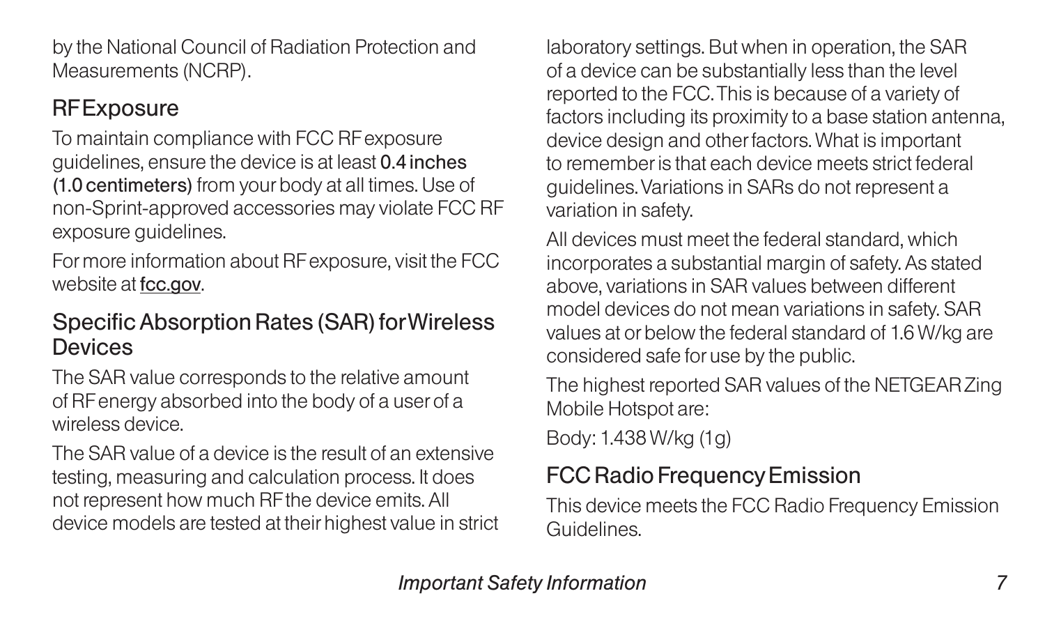by the National Council of Radiation Protection and Measurements (NCRP).

## RF Exposure

To maintain compliance with FCC RF exposure guidelines, ensure the device is at least **0.4 inches (1.0 centimeters)** from your body at all times. Use of non-Sprint-approved accessories may violate FCC RF exposure guidelines.

For more information about RF exposure, visit the FCC website at fcc.gov.

## Specific Absorption Rates (SAR) for Wireless Devices

The SAR value corresponds to the relative amount of RF energy absorbed into the body of a user of a wireless device.

The SAR value of a device is the result of an extensive testing, measuring and calculation process. It does not represent how much RF the device emits. All device models are tested at their highest value in strict laboratory settings. But when in operation, the SAR of a device can be substantially less than the level reported to the FCC. This is because of a variety of factors including its proximity to a base station antenna, device design and other factors. What is important to remember is that each device meets strict federal guidelines. Variations in SARs do not represent a variation in safety.

All devices must meet the federal standard, which incorporates a substantial margin of safety. As stated above, variations in SAR values between different model devices do not mean variations in safety. SAR values at or below the federal standard of 1.6 W/kg are considered safe for use by the public.

The highest reported SAR values of the NETGEAR Zing Mobile Hotspot are:

Body: 1.438 W/kg (1g)

## FCC Radio Frequency Emission

This device meets the FCC Radio Frequency Emission Guidelines.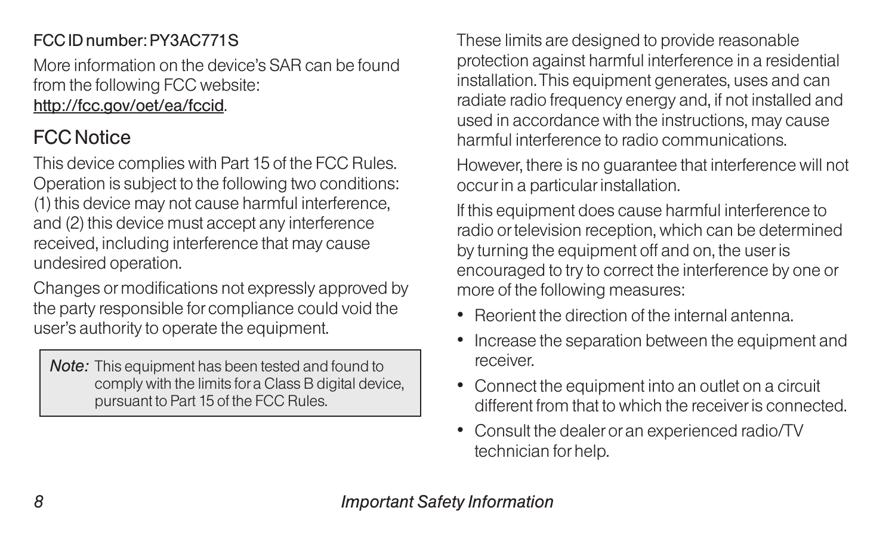**FCC ID number: PY3AC771S**

More information on the device's SAR can be found from the following FCC website: http://fcc.gov/oet/ea/fccid.

## FCC Notice

This device complies with Part 15 of the FCC Rules. Operation is subject to the following two conditions: (1) this device may not cause harmful interference, and (2) this device must accept any interference received, including interference that may cause undesired operation.

Changes or modifications not expressly approved by the party responsible for compliance could void the user's authority to operate the equipment.

> ***Note:*** This equipment has been tested and found to comply with the limits for a Class B digital device, pursuant to Part 15 of the FCC Rules.

These limits are designed to provide reasonable protection against harmful interference in a residential installation. This equipment generates, uses and can radiate radio frequency energy and, if not installed and used in accordance with the instructions, may cause harmful interference to radio communications.

However, there is no guarantee that interference will not occur in a particular installation.

If this equipment does cause harmful interference to radio or television reception, which can be determined by turning the equipment off and on, the user is encouraged to try to correct the interference by one or more of the following measures:

- Reorient the direction of the internal antenna.
- Increase the separation between the equipment and receiver.
- Connect the equipment into an outlet on a circuit different from that to which the receiver is connected.
- Consult the dealer or an experienced radio/TV technician for help.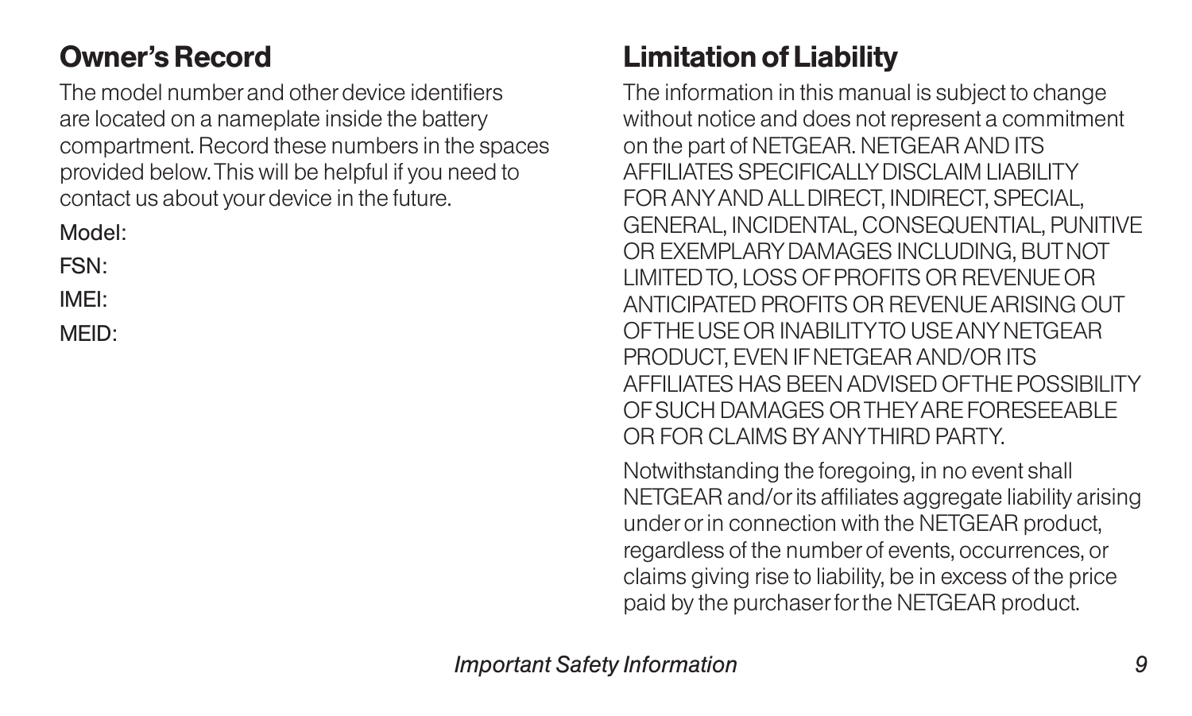## Owner's Record

The model number and other device identifiers are located on a nameplate inside the battery compartment. Record these numbers in the spaces provided below. This will be helpful if you need to contact us about your device in the future.

Model:

FSN:

IMEI:

MEID:

## Limitation of Liability

The information in this manual is subject to change without notice and does not represent a commitment on the part of NETGEAR. NETGEAR AND ITS AFFILIATES SPECIFICALLY DISCLAIM LIABILITY FOR ANY AND ALL DIRECT, INDIRECT, SPECIAL, GENERAL, INCIDENTAL, CONSEQUENTIAL, PUNITIVE OR EXEMPLARY DAMAGES INCLUDING, BUT NOT LIMITED TO, LOSS OF PROFITS OR REVENUE OR ANTICIPATED PROFITS OR REVENUE ARISING OUT OF THE USE OR INABILITY TO USE ANY NETGEAR PRODUCT, EVEN IF NETGEAR AND/OR ITS AFFILIATES HAS BEEN ADVISED OF THE POSSIBILITY OF SUCH DAMAGES OR THEY ARE FORESEEABLE OR FOR CLAIMS BY ANY THIRD PARTY.

Notwithstanding the foregoing, in no event shall NETGEAR and/or its affiliates aggregate liability arising under or in connection with the NETGEAR product, regardless of the number of events, occurrences, or claims giving rise to liability, be in excess of the price paid by the purchaser for the NETGEAR product.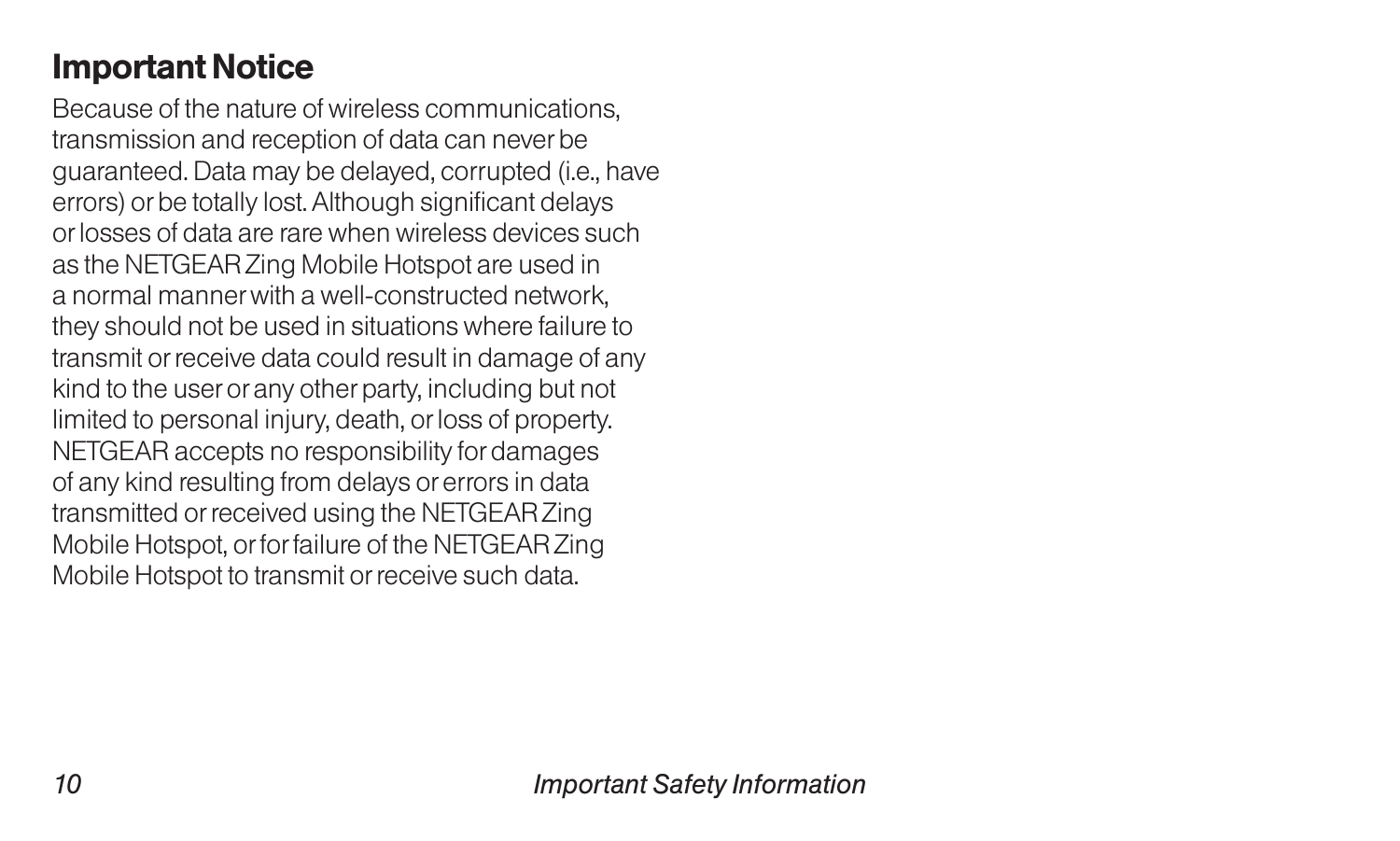## Important Notice

Because of the nature of wireless communications, transmission and reception of data can never be guaranteed. Data may be delayed, corrupted (i.e., have errors) or be totally lost. Although significant delays or losses of data are rare when wireless devices such as the NETGEAR Zing Mobile Hotspot are used in a normal manner with a well-constructed network, they should not be used in situations where failure to transmit or receive data could result in damage of any kind to the user or any other party, including but not limited to personal injury, death, or loss of property. NETGEAR accepts no responsibility for damages of any kind resulting from delays or errors in data transmitted or received using the NETGEAR Zing Mobile Hotspot, or for failure of the NETGEAR Zing Mobile Hotspot to transmit or receive such data.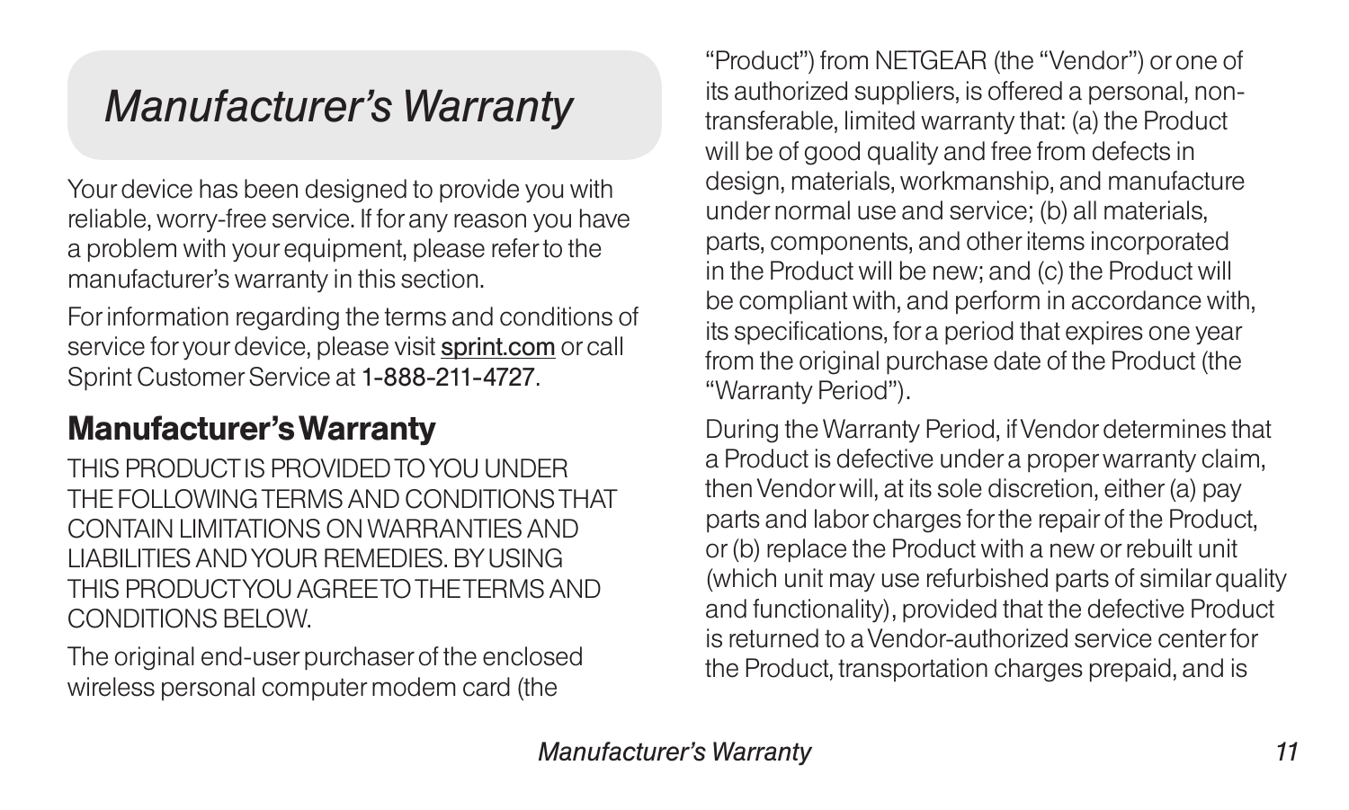# Manufacturer's Warranty

Your device has been designed to provide you with reliable, worry-free service. If for any reason you have a problem with your equipment, please refer to the manufacturer's warranty in this section.

For information regarding the terms and conditions of service for your device, please visit sprint.com or call Sprint Customer Service at 1-888-211-4727.

## Manufacturer's Warranty

THIS PRODUCT IS PROVIDED TO YOU UNDER THE FOLLOWING TERMS AND CONDITIONS THAT CONTAIN LIMITATIONS ON WARRANTIES AND LIABILITIES AND YOUR REMEDIES. BY USING THIS PRODUCT YOU AGREE TO THE TERMS AND CONDITIONS BELOW.

The original end-user purchaser of the enclosed wireless personal computer modem card (the "Product") from NETGEAR (the "Vendor") or one of its authorized suppliers, is offered a personal, non-transferable, limited warranty that: (a) the Product will be of good quality and free from defects in design, materials, workmanship, and manufacture under normal use and service; (b) all materials, parts, components, and other items incorporated in the Product will be new; and (c) the Product will be compliant with, and perform in accordance with, its specifications, for a period that expires one year from the original purchase date of the Product (the "Warranty Period").

During the Warranty Period, if Vendor determines that a Product is defective under a proper warranty claim, then Vendor will, at its sole discretion, either (a) pay parts and labor charges for the repair of the Product, or (b) replace the Product with a new or rebuilt unit (which unit may use refurbished parts of similar quality and functionality), provided that the defective Product is returned to a Vendor-authorized service center for the Product, transportation charges prepaid, and is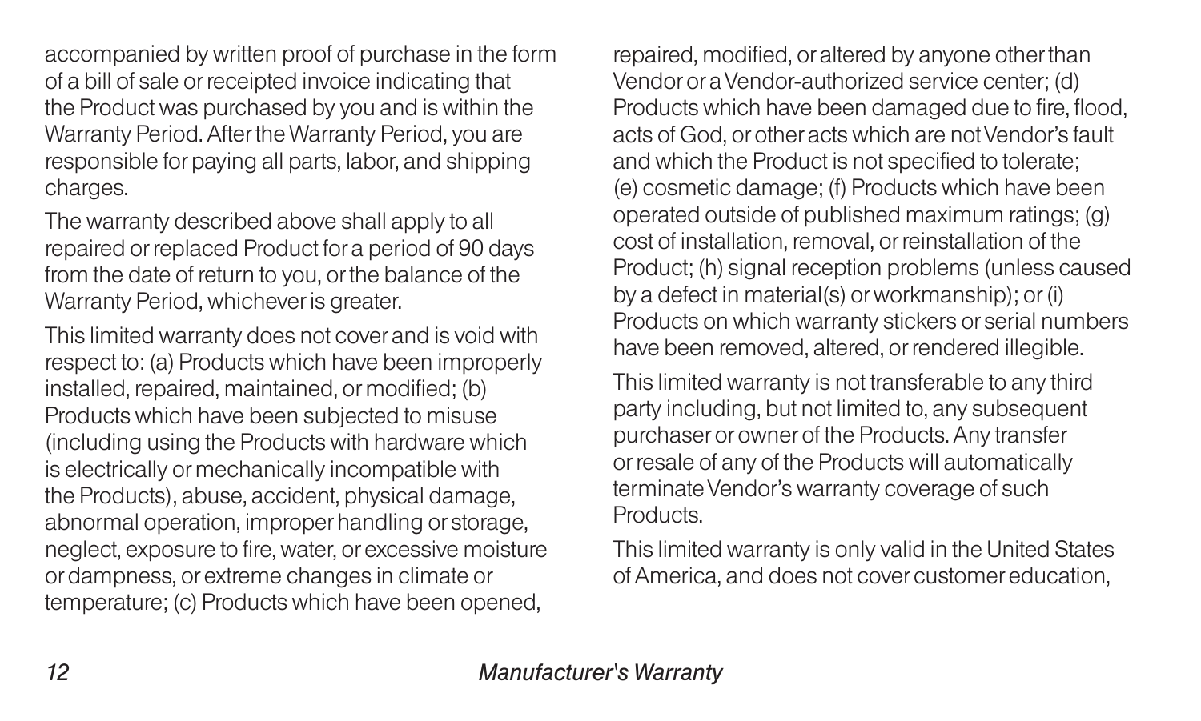accompanied by written proof of purchase in the form of a bill of sale or receipted invoice indicating that the Product was purchased by you and is within the Warranty Period. After the Warranty Period, you are responsible for paying all parts, labor, and shipping charges.

The warranty described above shall apply to all repaired or replaced Product for a period of 90 days from the date of return to you, or the balance of the Warranty Period, whichever is greater.

This limited warranty does not cover and is void with respect to: (a) Products which have been improperly installed, repaired, maintained, or modified; (b) Products which have been subjected to misuse (including using the Products with hardware which is electrically or mechanically incompatible with the Products), abuse, accident, physical damage, abnormal operation, improper handling or storage, neglect, exposure to fire, water, or excessive moisture or dampness, or extreme changes in climate or temperature; (c) Products which have been opened, repaired, modified, or altered by anyone other than Vendor or a Vendor-authorized service center; (d) Products which have been damaged due to fire, flood, acts of God, or other acts which are not Vendor's fault and which the Product is not specified to tolerate; (e) cosmetic damage; (f) Products which have been operated outside of published maximum ratings; (g) cost of installation, removal, or reinstallation of the Product; (h) signal reception problems (unless caused by a defect in material(s) or workmanship); or (i) Products on which warranty stickers or serial numbers have been removed, altered, or rendered illegible.

This limited warranty is not transferable to any third party including, but not limited to, any subsequent purchaser or owner of the Products. Any transfer or resale of any of the Products will automatically terminate Vendor's warranty coverage of such Products.

This limited warranty is only valid in the United States of America, and does not cover customer education,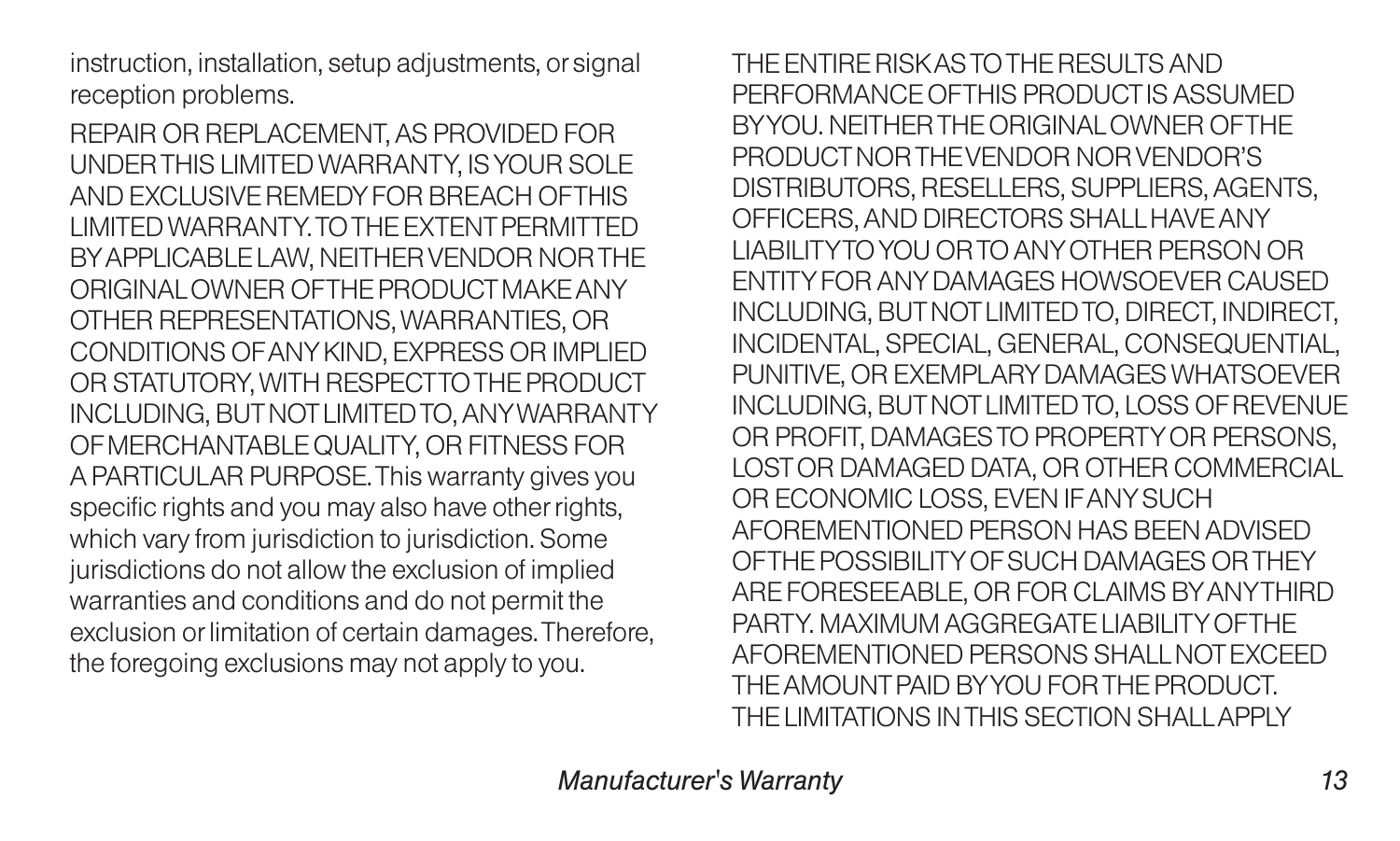instruction, installation, setup adjustments, or signal reception problems.

REPAIR OR REPLACEMENT, AS PROVIDED FOR UNDER THIS LIMITED WARRANTY, IS YOUR SOLE AND EXCLUSIVE REMEDY FOR BREACH OF THIS LIMITED WARRANTY. TO THE EXTENT PERMITTED BY APPLICABLE LAW, NEITHER VENDOR NOR THE ORIGINAL OWNER OF THE PRODUCT MAKE ANY OTHER REPRESENTATIONS, WARRANTIES, OR CONDITIONS OF ANY KIND, EXPRESS OR IMPLIED OR STATUTORY, WITH RESPECT TO THE PRODUCT INCLUDING, BUT NOT LIMITED TO, ANY WARRANTY OF MERCHANTABLE QUALITY, OR FITNESS FOR A PARTICULAR PURPOSE. This warranty gives you specific rights and you may also have other rights, which vary from jurisdiction to jurisdiction. Some jurisdictions do not allow the exclusion of implied warranties and conditions and do not permit the exclusion or limitation of certain damages. Therefore, the foregoing exclusions may not apply to you.

THE ENTIRE RISK AS TO THE RESULTS AND PERFORMANCE OF THIS PRODUCT IS ASSUMED BY YOU. NEITHER THE ORIGINAL OWNER OF THE PRODUCT NOR THE VENDOR NOR VENDOR'S DISTRIBUTORS, RESELLERS, SUPPLIERS, AGENTS, OFFICERS, AND DIRECTORS SHALL HAVE ANY LIABILITY TO YOU OR TO ANY OTHER PERSON OR ENTITY FOR ANY DAMAGES HOWSOEVER CAUSED INCLUDING, BUT NOT LIMITED TO, DIRECT, INDIRECT, INCIDENTAL, SPECIAL, GENERAL, CONSEQUENTIAL, PUNITIVE, OR EXEMPLARY DAMAGES WHATSOEVER INCLUDING, BUT NOT LIMITED TO, LOSS OF REVENUE OR PROFIT, DAMAGES TO PROPERTY OR PERSONS, LOST OR DAMAGED DATA, OR OTHER COMMERCIAL OR ECONOMIC LOSS, EVEN IF ANY SUCH AFOREMENTIONED PERSON HAS BEEN ADVISED OF THE POSSIBILITY OF SUCH DAMAGES OR THEY ARE FORESEEABLE, OR FOR CLAIMS BY ANY THIRD PARTY. MAXIMUM AGGREGATE LIABILITY OF THE AFOREMENTIONED PERSONS SHALL NOT EXCEED THE AMOUNT PAID BY YOU FOR THE PRODUCT. THE LIMITATIONS IN THIS SECTION SHALL APPLY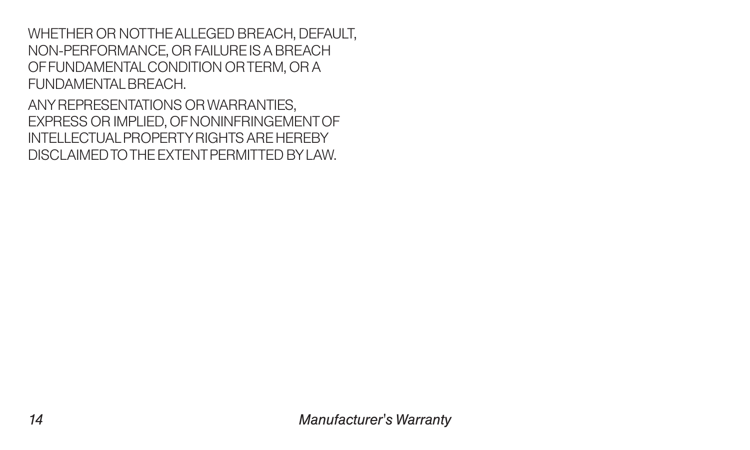WHETHER OR NOT THE ALLEGED BREACH, DEFAULT, NON-PERFORMANCE, OR FAILURE IS A BREACH OF FUNDAMENTAL CONDITION OR TERM, OR A FUNDAMENTAL BREACH.

ANY REPRESENTATIONS OR WARRANTIES, EXPRESS OR IMPLIED, OF NONINFRINGEMENT OF INTELLECTUAL PROPERTY RIGHTS ARE HEREBY DISCLAIMED TO THE EXTENT PERMITTED BY LAW.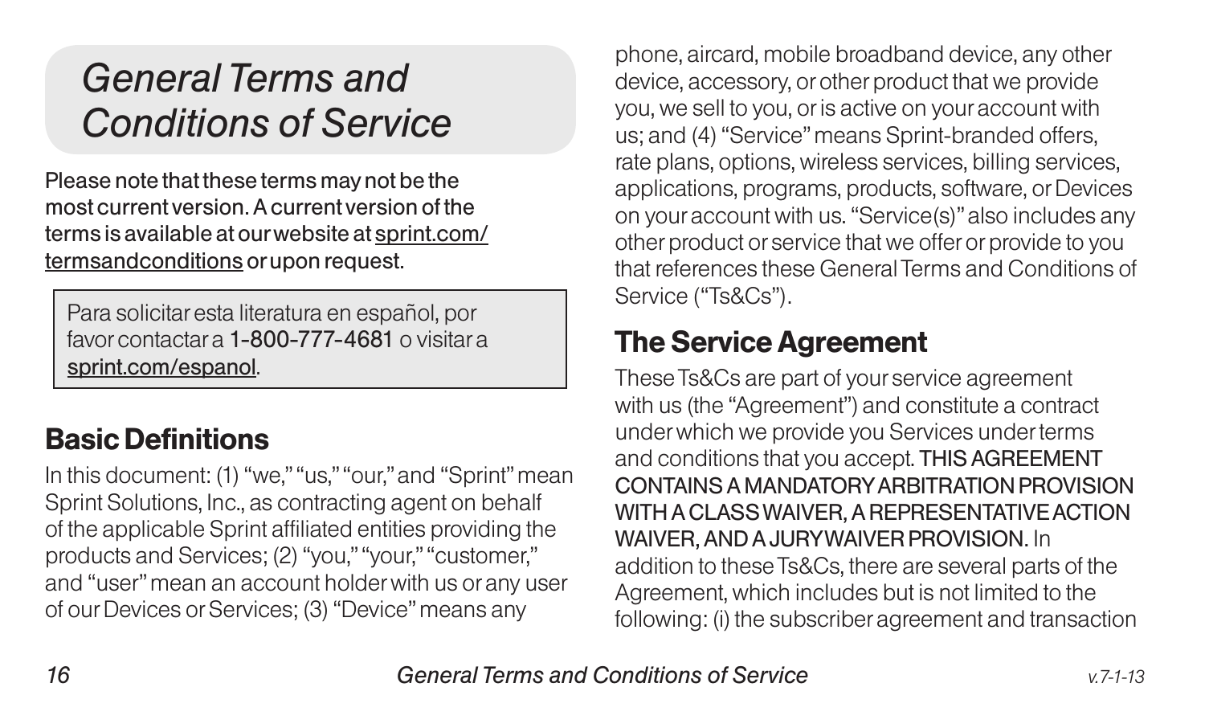# General Terms and Conditions of Service

**Please note that these terms may not be the most current version. A current version of the terms is available at our website at sprint.com/termsandconditions or upon request.**

Para solicitar esta literatura en español, por favor contactar a **1-800-777-4681** o visitar a sprint.com/espanol.

## Basic Definitions

In this document: (1) “we,” “us,” “our,” and “Sprint” mean Sprint Solutions, Inc., as contracting agent on behalf of the applicable Sprint affiliated entities providing the products and Services; (2) “you,” “your,” “customer,” and “user” mean an account holder with us or any user of our Devices or Services; (3) “Device” means any phone, aircard, mobile broadband device, any other device, accessory, or other product that we provide you, we sell to you, or is active on your account with us; and (4) “Service” means Sprint-branded offers, rate plans, options, wireless services, billing services, applications, programs, products, software, or Devices on your account with us. “Service(s)” also includes any other product or service that we offer or provide to you that references these General Terms and Conditions of Service (“Ts&Cs”).

## The Service Agreement

These Ts&Cs are part of your service agreement with us (the “Agreement”) and constitute a contract under which we provide you Services under terms and conditions that you accept. **THIS AGREEMENT CONTAINS A MANDATORY ARBITRATION PROVISION WITH A CLASS WAIVER, A REPRESENTATIVE ACTION WAIVER, AND A JURY WAIVER PROVISION.** In addition to these Ts&Cs, there are several parts of the Agreement, which includes but is not limited to the following: (i) the subscriber agreement and transaction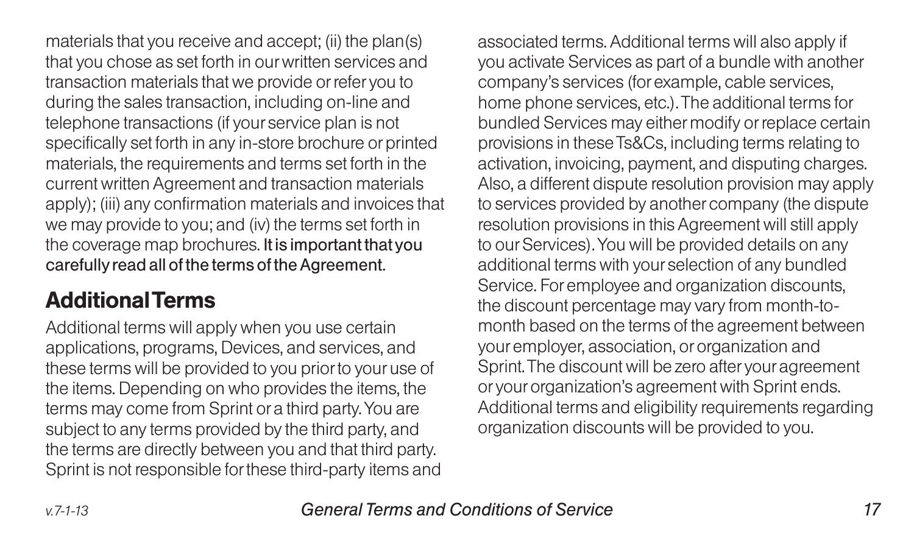materials that you receive and accept; (ii) the plan(s) that you chose as set forth in our written services and transaction materials that we provide or refer you to during the sales transaction, including on-line and telephone transactions (if your service plan is not specifically set forth in any in-store brochure or printed materials, the requirements and terms set forth in the current written Agreement and transaction materials apply); (iii) any confirmation materials and invoices that we may provide to you; and (iv) the terms set forth in the coverage map brochures. **It is important that you carefully read all of the terms of the Agreement.**

## Additional Terms

Additional terms will apply when you use certain applications, programs, Devices, and services, and these terms will be provided to you prior to your use of the items. Depending on who provides the items, the terms may come from Sprint or a third party. You are subject to any terms provided by the third party, and the terms are directly between you and that third party. Sprint is not responsible for these third-party items and associated terms. Additional terms will also apply if you activate Services as part of a bundle with another company's services (for example, cable services, home phone services, etc.). The additional terms for bundled Services may either modify or replace certain provisions in these Ts&Cs, including terms relating to activation, invoicing, payment, and disputing charges. Also, a different dispute resolution provision may apply to services provided by another company (the dispute resolution provisions in this Agreement will still apply to our Services). You will be provided details on any additional terms with your selection of any bundled Service. For employee and organization discounts, the discount percentage may vary from month-to-month based on the terms of the agreement between your employer, association, or organization and Sprint. The discount will be zero after your agreement or your organization's agreement with Sprint ends. Additional terms and eligibility requirements regarding organization discounts will be provided to you.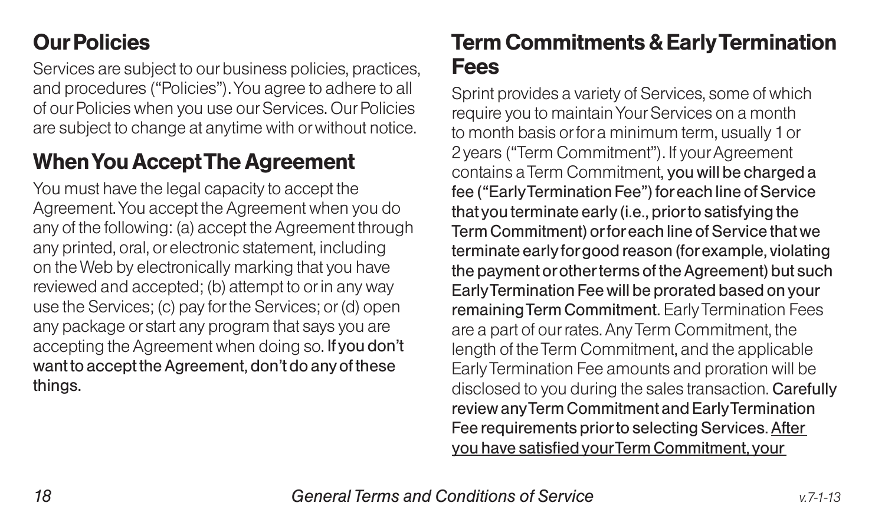## Our Policies

Services are subject to our business policies, practices, and procedures ("Policies"). You agree to adhere to all of our Policies when you use our Services. Our Policies are subject to change at anytime with or without notice.

## When You Accept The Agreement

You must have the legal capacity to accept the Agreement. You accept the Agreement when you do any of the following: (a) accept the Agreement through any printed, oral, or electronic statement, including on the Web by electronically marking that you have reviewed and accepted; (b) attempt to or in any way use the Services; (c) pay for the Services; or (d) open any package or start any program that says you are accepting the Agreement when doing so. **If you don't want to accept the Agreement, don't do any of these things.**

## Term Commitments & Early Termination Fees

Sprint provides a variety of Services, some of which require you to maintain Your Services on a month to month basis or for a minimum term, usually 1 or 2 years ("Term Commitment"). If your Agreement contains a Term Commitment, **you will be charged a fee ("Early Termination Fee") for each line of Service that you terminate early (i.e., prior to satisfying the Term Commitment) or for each line of Service that we terminate early for good reason (for example, violating the payment or other terms of the Agreement) but such Early Termination Fee will be prorated based on your remaining Term Commitment.** Early Termination Fees are a part of our rates. Any Term Commitment, the length of the Term Commitment, and the applicable Early Termination Fee amounts and proration will be disclosed to you during the sales transaction. **Carefully review any Term Commitment and Early Termination Fee requirements prior to selecting Services.** <u>After you have satisfied your Term Commitment, your</u>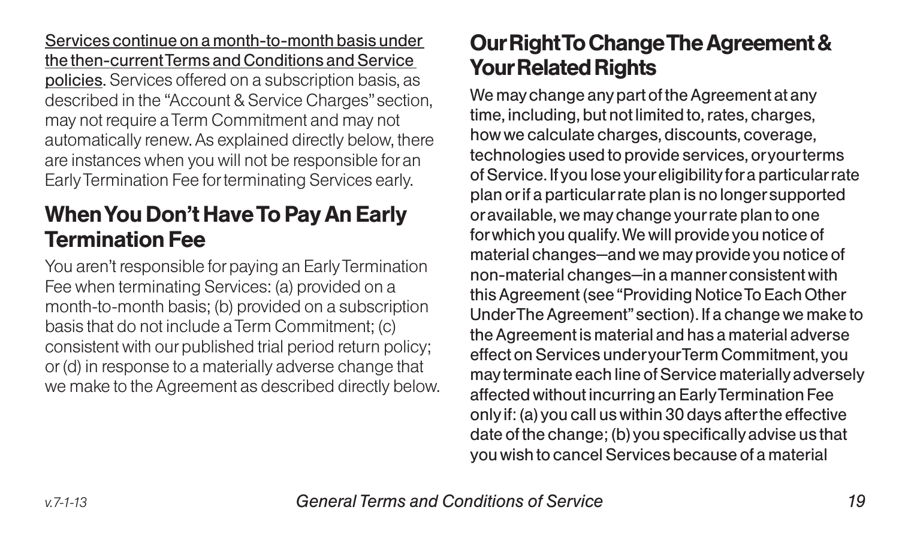Services continue on a month-to-month basis under the then-current Terms and Conditions and Service policies. Services offered on a subscription basis, as described in the "Account & Service Charges" section, may not require a Term Commitment and may not automatically renew. As explained directly below, there are instances when you will not be responsible for an Early Termination Fee for terminating Services early.

## When You Don't Have To Pay An Early Termination Fee

You aren't responsible for paying an Early Termination Fee when terminating Services: (a) provided on a month-to-month basis; (b) provided on a subscription basis that do not include a Term Commitment; (c) consistent with our published trial period return policy; or (d) in response to a materially adverse change that we make to the Agreement as described directly below.

## Our Right To Change The Agreement & Your Related Rights

We may change any part of the Agreement at any time, including, but not limited to, rates, charges, how we calculate charges, discounts, coverage, technologies used to provide services, or your terms of Service. If you lose your eligibility for a particular rate plan or if a particular rate plan is no longer supported or available, we may change your rate plan to one for which you qualify. We will provide you notice of material changes—and we may provide you notice of non-material changes—in a manner consistent with this Agreement (see "Providing Notice To Each Other Under The Agreement" section). If a change we make to the Agreement is material and has a material adverse effect on Services under your Term Commitment, you may terminate each line of Service materially adversely affected without incurring an Early Termination Fee only if: (a) you call us within 30 days after the effective date of the change; (b) you specifically advise us that you wish to cancel Services because of a material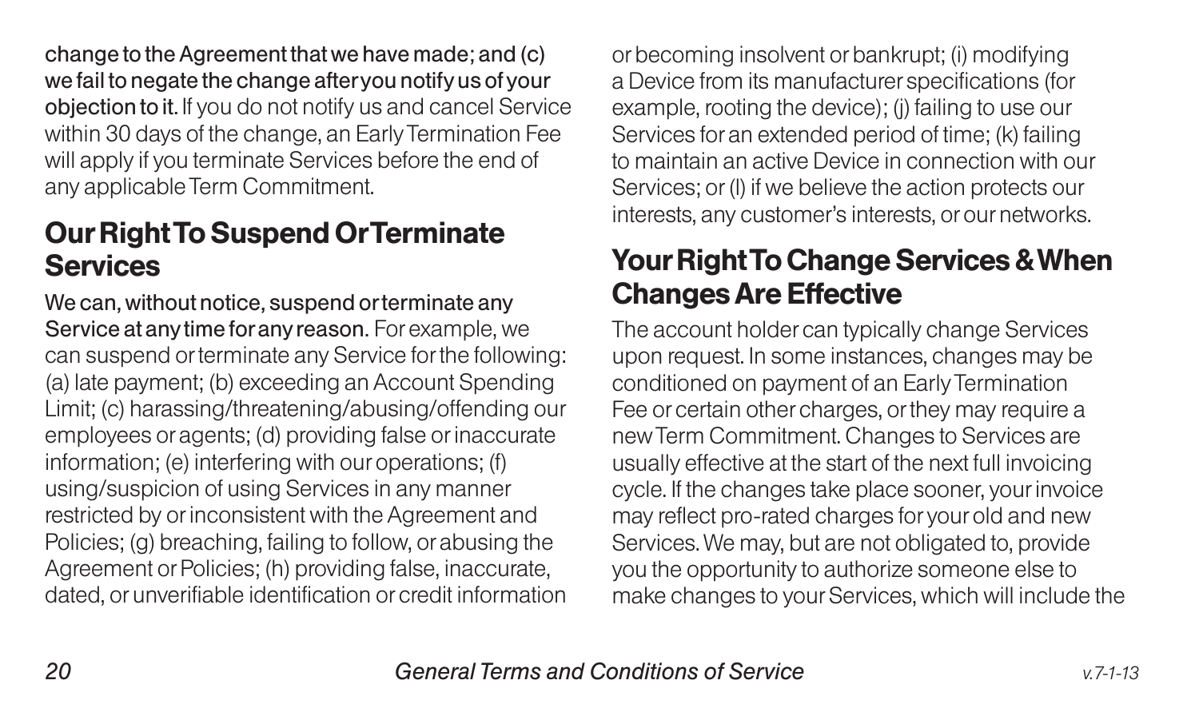**change to the Agreement that we have made; and (c) we fail to negate the change after you notify us of your objection to it.** If you do not notify us and cancel Service within 30 days of the change, an Early Termination Fee will apply if you terminate Services before the end of any applicable Term Commitment.

## Our Right To Suspend Or Terminate Services

**We can, without notice, suspend or terminate any Service at any time for any reason.** For example, we can suspend or terminate any Service for the following: (a) late payment; (b) exceeding an Account Spending Limit; (c) harassing/threatening/abusing/offending our employees or agents; (d) providing false or inaccurate information; (e) interfering with our operations; (f) using/suspicion of using Services in any manner restricted by or inconsistent with the Agreement and Policies; (g) breaching, failing to follow, or abusing the Agreement or Policies; (h) providing false, inaccurate, dated, or unverifiable identification or credit information or becoming insolvent or bankrupt; (i) modifying a Device from its manufacturer specifications (for example, rooting the device); (j) failing to use our Services for an extended period of time; (k) failing to maintain an active Device in connection with our Services; or (l) if we believe the action protects our interests, any customer's interests, or our networks.

## Your Right To Change Services & When Changes Are Effective

The account holder can typically change Services upon request. In some instances, changes may be conditioned on payment of an Early Termination Fee or certain other charges, or they may require a new Term Commitment. Changes to Services are usually effective at the start of the next full invoicing cycle. If the changes take place sooner, your invoice may reflect pro-rated charges for your old and new Services. We may, but are not obligated to, provide you the opportunity to authorize someone else to make changes to your Services, which will include the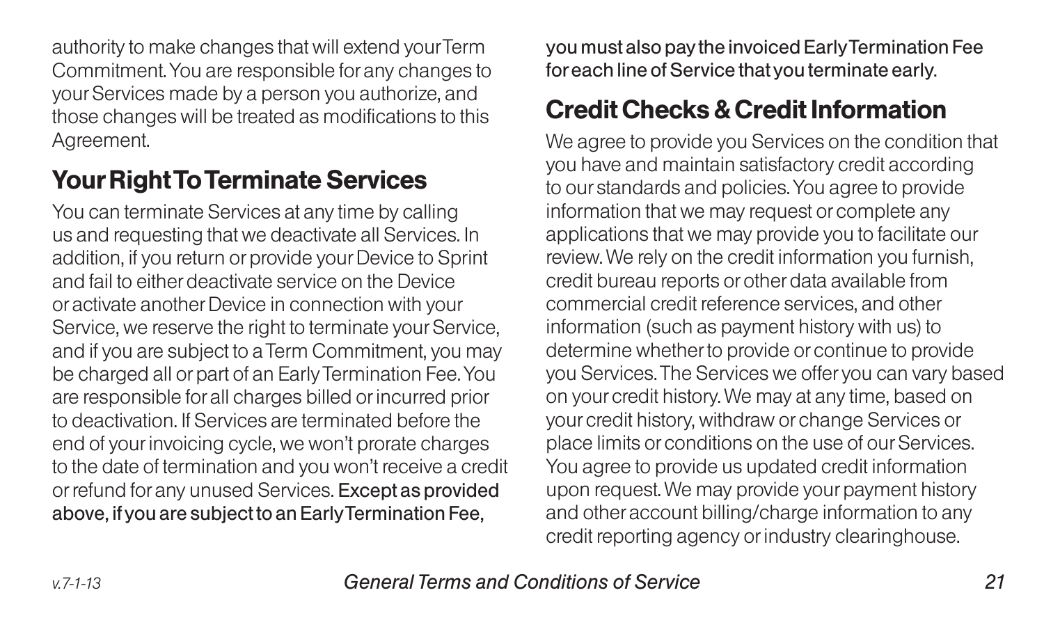authority to make changes that will extend your Term Commitment. You are responsible for any changes to your Services made by a person you authorize, and those changes will be treated as modifications to this Agreement.

## Your Right To Terminate Services

You can terminate Services at any time by calling us and requesting that we deactivate all Services. In addition, if you return or provide your Device to Sprint and fail to either deactivate service on the Device or activate another Device in connection with your Service, we reserve the right to terminate your Service, and if you are subject to a Term Commitment, you may be charged all or part of an Early Termination Fee. You are responsible for all charges billed or incurred prior to deactivation. If Services are terminated before the end of your invoicing cycle, we won't prorate charges to the date of termination and you won't receive a credit or refund for any unused Services. **Except as provided above, if you are subject to an Early Termination Fee, you must also pay the invoiced Early Termination Fee for each line of Service that you terminate early.**

## Credit Checks & Credit Information

We agree to provide you Services on the condition that you have and maintain satisfactory credit according to our standards and policies. You agree to provide information that we may request or complete any applications that we may provide you to facilitate our review. We rely on the credit information you furnish, credit bureau reports or other data available from commercial credit reference services, and other information (such as payment history with us) to determine whether to provide or continue to provide you Services. The Services we offer you can vary based on your credit history. We may at any time, based on your credit history, withdraw or change Services or place limits or conditions on the use of our Services. You agree to provide us updated credit information upon request. We may provide your payment history and other account billing/charge information to any credit reporting agency or industry clearinghouse.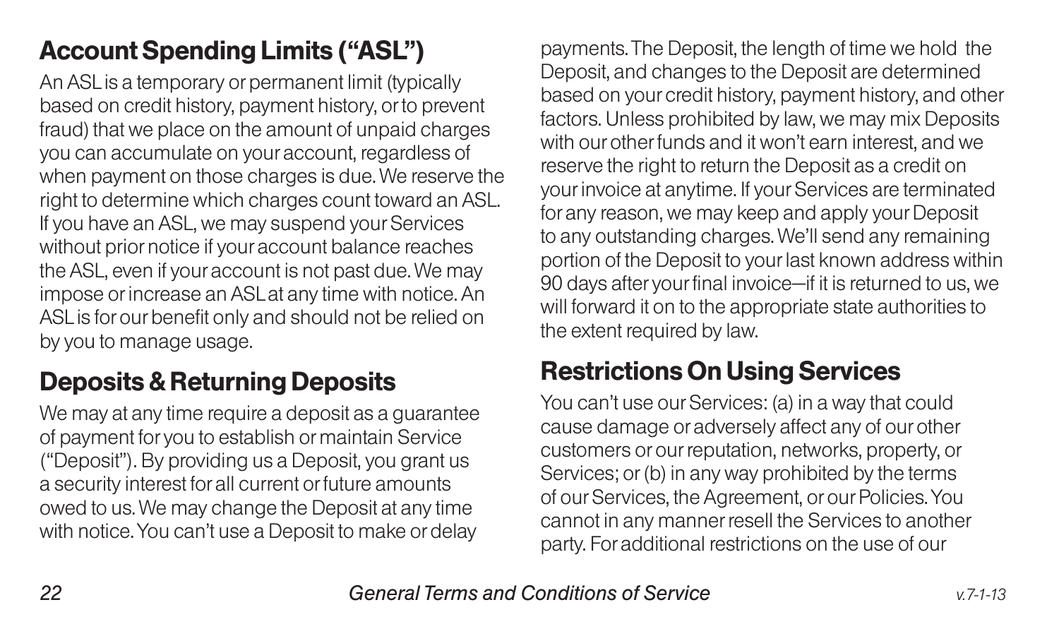## Account Spending Limits ("ASL")

An ASL is a temporary or permanent limit (typically based on credit history, payment history, or to prevent fraud) that we place on the amount of unpaid charges you can accumulate on your account, regardless of when payment on those charges is due. We reserve the right to determine which charges count toward an ASL. If you have an ASL, we may suspend your Services without prior notice if your account balance reaches the ASL, even if your account is not past due. We may impose or increase an ASL at any time with notice. An ASL is for our benefit only and should not be relied on by you to manage usage.

## Deposits & Returning Deposits

We may at any time require a deposit as a guarantee of payment for you to establish or maintain Service ("Deposit"). By providing us a Deposit, you grant us a security interest for all current or future amounts owed to us. We may change the Deposit at any time with notice. You can't use a Deposit to make or delay payments. The Deposit, the length of time we hold the Deposit, and changes to the Deposit are determined based on your credit history, payment history, and other factors. Unless prohibited by law, we may mix Deposits with our other funds and it won't earn interest, and we reserve the right to return the Deposit as a credit on your invoice at anytime. If your Services are terminated for any reason, we may keep and apply your Deposit to any outstanding charges. We'll send any remaining portion of the Deposit to your last known address within 90 days after your final invoice—if it is returned to us, we will forward it on to the appropriate state authorities to the extent required by law.

## Restrictions On Using Services

You can't use our Services: (a) in a way that could cause damage or adversely affect any of our other customers or our reputation, networks, property, or Services; or (b) in any way prohibited by the terms of our Services, the Agreement, or our Policies. You cannot in any manner resell the Services to another party. For additional restrictions on the use of our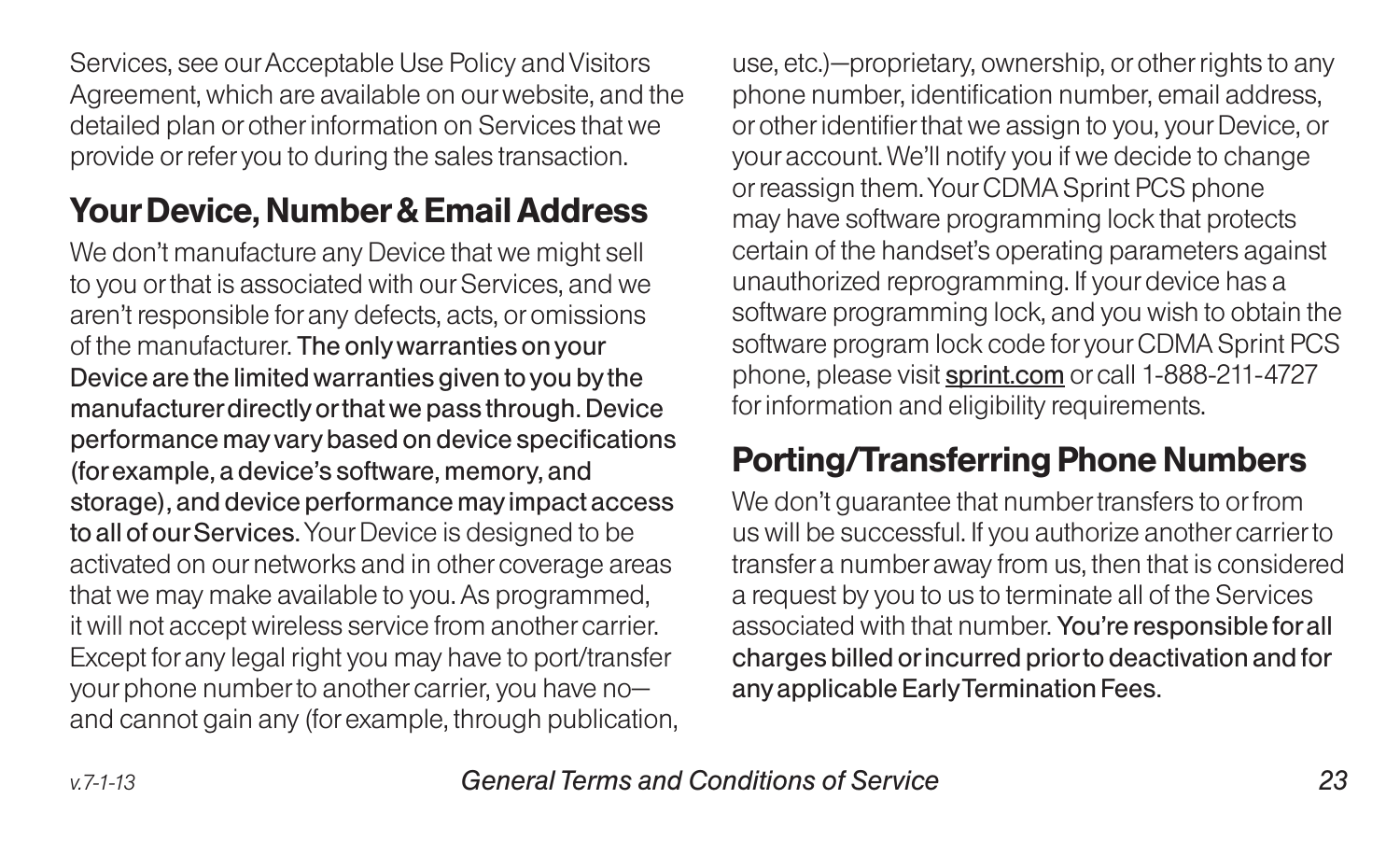Services, see our Acceptable Use Policy and Visitors Agreement, which are available on our website, and the detailed plan or other information on Services that we provide or refer you to during the sales transaction.

## Your Device, Number & Email Address

We don't manufacture any Device that we might sell to you or that is associated with our Services, and we aren't responsible for any defects, acts, or omissions of the manufacturer. **The only warranties on your Device are the limited warranties given to you by the manufacturer directly or that we pass through. Device performance may vary based on device specifications (for example, a device's software, memory, and storage), and device performance may impact access to all of our Services.** Your Device is designed to be activated on our networks and in other coverage areas that we may make available to you. As programmed, it will not accept wireless service from another carrier. Except for any legal right you may have to port/transfer your phone number to another carrier, you have no—and cannot gain any (for example, through publication, use, etc.)—proprietary, ownership, or other rights to any phone number, identification number, email address, or other identifier that we assign to you, your Device, or your account. We'll notify you if we decide to change or reassign them. Your CDMA Sprint PCS phone may have software programming lock that protects certain of the handset's operating parameters against unauthorized reprogramming. If your device has a software programming lock, and you wish to obtain the software program lock code for your CDMA Sprint PCS phone, please visit sprint.com or call 1-888-211-4727 for information and eligibility requirements.

## Porting/Transferring Phone Numbers

We don't guarantee that number transfers to or from us will be successful. If you authorize another carrier to transfer a number away from us, then that is considered a request by you to us to terminate all of the Services associated with that number. **You're responsible for all charges billed or incurred prior to deactivation and for any applicable Early Termination Fees.**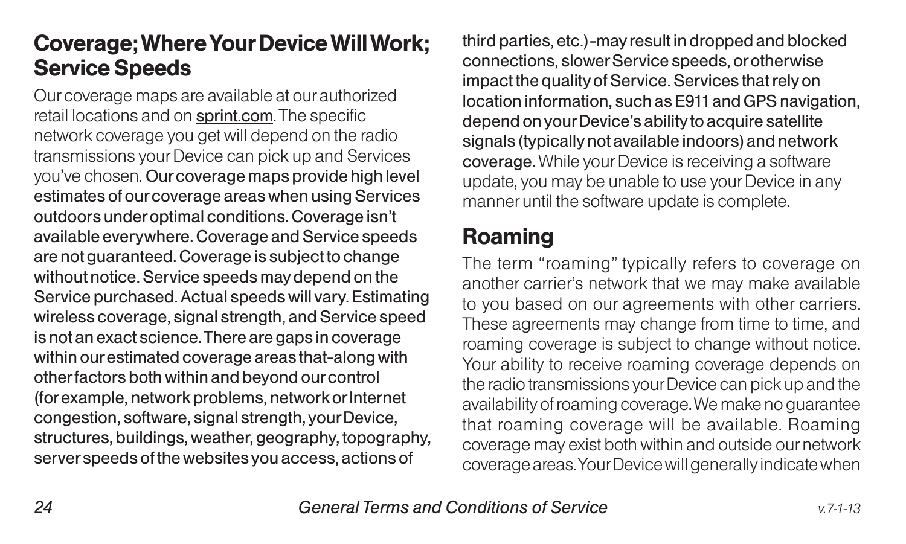## Coverage; Where Your Device Will Work; Service Speeds

Our coverage maps are available at our authorized retail locations and on sprint.com. The specific network coverage you get will depend on the radio transmissions your Device can pick up and Services you've chosen. **Our coverage maps provide high level estimates of our coverage areas when using Services outdoors under optimal conditions. Coverage isn't available everywhere. Coverage and Service speeds are not guaranteed. Coverage is subject to change without notice. Service speeds may depend on the Service purchased. Actual speeds will vary. Estimating wireless coverage, signal strength, and Service speed is not an exact science. There are gaps in coverage within our estimated coverage areas that-along with other factors both within and beyond our control (for example, network problems, network or Internet congestion, software, signal strength, your Device, structures, buildings, weather, geography, topography, server speeds of the websites you access, actions of third parties, etc.)-may result in dropped and blocked connections, slower Service speeds, or otherwise impact the quality of Service. Services that rely on location information, such as E911 and GPS navigation, depend on your Device's ability to acquire satellite signals (typically not available indoors) and network coverage.** While your Device is receiving a software update, you may be unable to use your Device in any manner until the software update is complete.

## Roaming

The term "roaming" typically refers to coverage on another carrier's network that we may make available to you based on our agreements with other carriers. These agreements may change from time to time, and roaming coverage is subject to change without notice. Your ability to receive roaming coverage depends on the radio transmissions your Device can pick up and the availability of roaming coverage. We make no guarantee that roaming coverage will be available. Roaming coverage may exist both within and outside our network coverage areas. Your Device will generally indicate when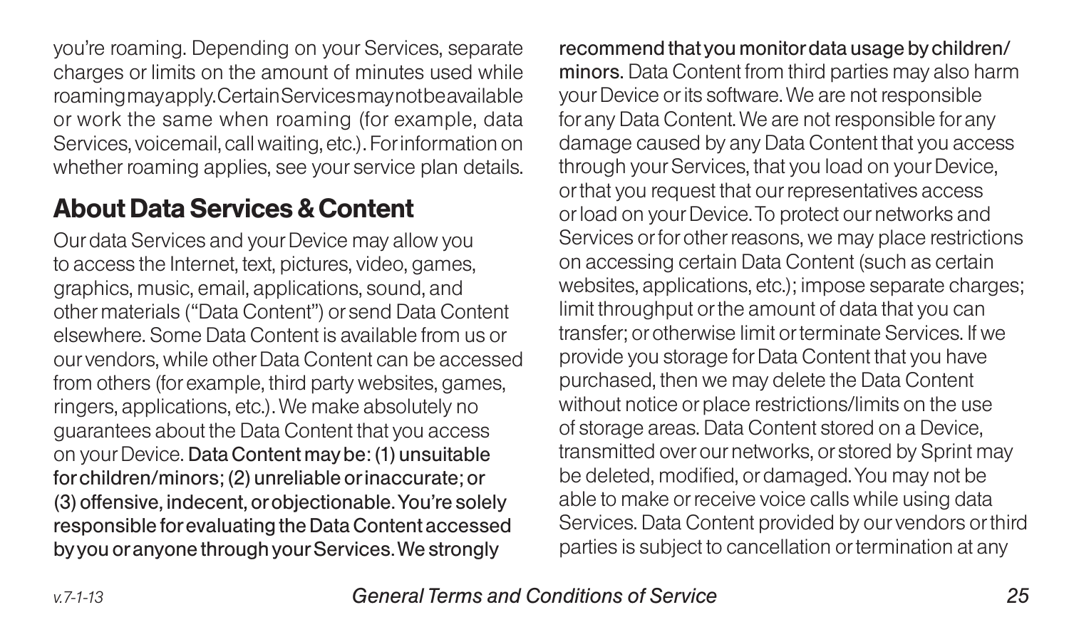you're roaming. Depending on your Services, separate charges or limits on the amount of minutes used while roaming may apply. Certain Services may not be available or work the same when roaming (for example, data Services, voicemail, call waiting, etc.). For information on whether roaming applies, see your service plan details.

## About Data Services & Content

Our data Services and your Device may allow you to access the Internet, text, pictures, video, games, graphics, music, email, applications, sound, and other materials ("Data Content") or send Data Content elsewhere. Some Data Content is available from us or our vendors, while other Data Content can be accessed from others (for example, third party websites, games, ringers, applications, etc.). We make absolutely no guarantees about the Data Content that you access on your Device. **Data Content may be: (1) unsuitable for children/minors; (2) unreliable or inaccurate; or (3) offensive, indecent, or objectionable. You're solely responsible for evaluating the Data Content accessed by you or anyone through your Services. We strongly recommend that you monitor data usage by children/minors.** Data Content from third parties may also harm your Device or its software. We are not responsible for any Data Content. We are not responsible for any damage caused by any Data Content that you access through your Services, that you load on your Device, or that you request that our representatives access or load on your Device. To protect our networks and Services or for other reasons, we may place restrictions on accessing certain Data Content (such as certain websites, applications, etc.); impose separate charges; limit throughput or the amount of data that you can transfer; or otherwise limit or terminate Services. If we provide you storage for Data Content that you have purchased, then we may delete the Data Content without notice or place restrictions/limits on the use of storage areas. Data Content stored on a Device, transmitted over our networks, or stored by Sprint may be deleted, modified, or damaged. You may not be able to make or receive voice calls while using data Services. Data Content provided by our vendors or third parties is subject to cancellation or termination at any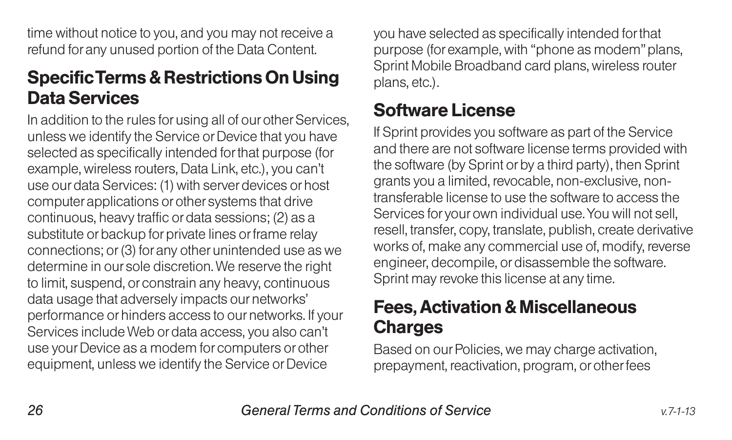time without notice to you, and you may not receive a refund for any unused portion of the Data Content.

## Specific Terms & Restrictions On Using Data Services

In addition to the rules for using all of our other Services, unless we identify the Service or Device that you have selected as specifically intended for that purpose (for example, wireless routers, Data Link, etc.), you can't use our data Services: (1) with server devices or host computer applications or other systems that drive continuous, heavy traffic or data sessions; (2) as a substitute or backup for private lines or frame relay connections; or (3) for any other unintended use as we determine in our sole discretion. We reserve the right to limit, suspend, or constrain any heavy, continuous data usage that adversely impacts our networks' performance or hinders access to our networks. If your Services include Web or data access, you also can't use your Device as a modem for computers or other equipment, unless we identify the Service or Device you have selected as specifically intended for that purpose (for example, with "phone as modem" plans, Sprint Mobile Broadband card plans, wireless router plans, etc.).

## Software License

If Sprint provides you software as part of the Service and there are not software license terms provided with the software (by Sprint or by a third party), then Sprint grants you a limited, revocable, non-exclusive, non-transferable license to use the software to access the Services for your own individual use. You will not sell, resell, transfer, copy, translate, publish, create derivative works of, make any commercial use of, modify, reverse engineer, decompile, or disassemble the software. Sprint may revoke this license at any time.

## Fees, Activation & Miscellaneous Charges

Based on our Policies, we may charge activation, prepayment, reactivation, program, or other fees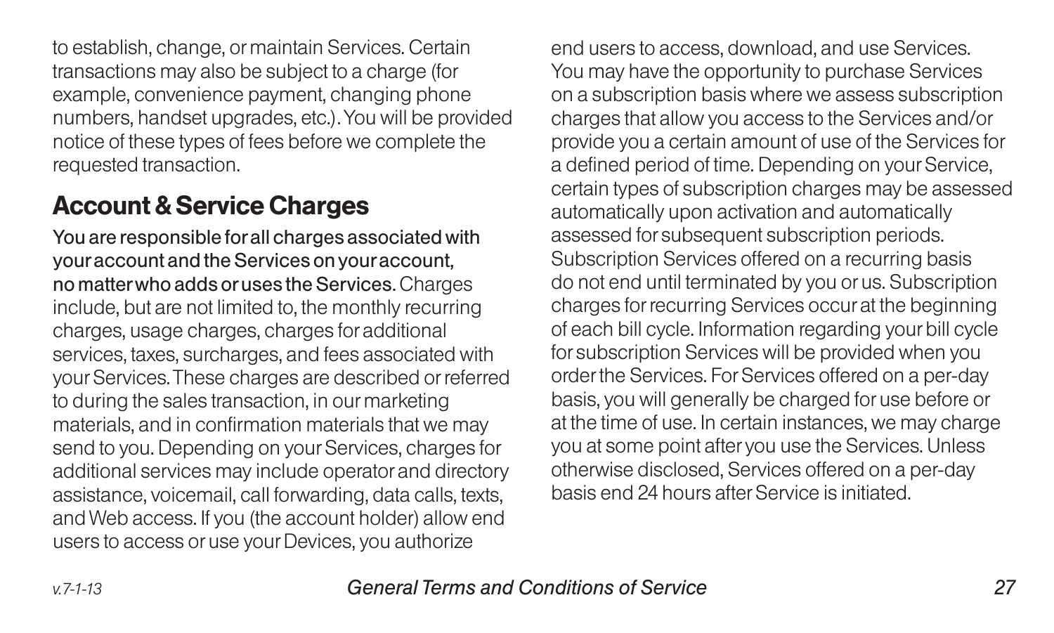to establish, change, or maintain Services. Certain transactions may also be subject to a charge (for example, convenience payment, changing phone numbers, handset upgrades, etc.). You will be provided notice of these types of fees before we complete the requested transaction.

## Account & Service Charges

**You are responsible for all charges associated with your account and the Services on your account, no matter who adds or uses the Services.** Charges include, but are not limited to, the monthly recurring charges, usage charges, charges for additional services, taxes, surcharges, and fees associated with your Services. These charges are described or referred to during the sales transaction, in our marketing materials, and in confirmation materials that we may send to you. Depending on your Services, charges for additional services may include operator and directory assistance, voicemail, call forwarding, data calls, texts, and Web access. If you (the account holder) allow end users to access or use your Devices, you authorize end users to access, download, and use Services. You may have the opportunity to purchase Services on a subscription basis where we assess subscription charges that allow you access to the Services and/or provide you a certain amount of use of the Services for a defined period of time. Depending on your Service, certain types of subscription charges may be assessed automatically upon activation and automatically assessed for subsequent subscription periods. Subscription Services offered on a recurring basis do not end until terminated by you or us. Subscription charges for recurring Services occur at the beginning of each bill cycle. Information regarding your bill cycle for subscription Services will be provided when you order the Services. For Services offered on a per-day basis, you will generally be charged for use before or at the time of use. In certain instances, we may charge you at some point after you use the Services. Unless otherwise disclosed, Services offered on a per-day basis end 24 hours after Service is initiated.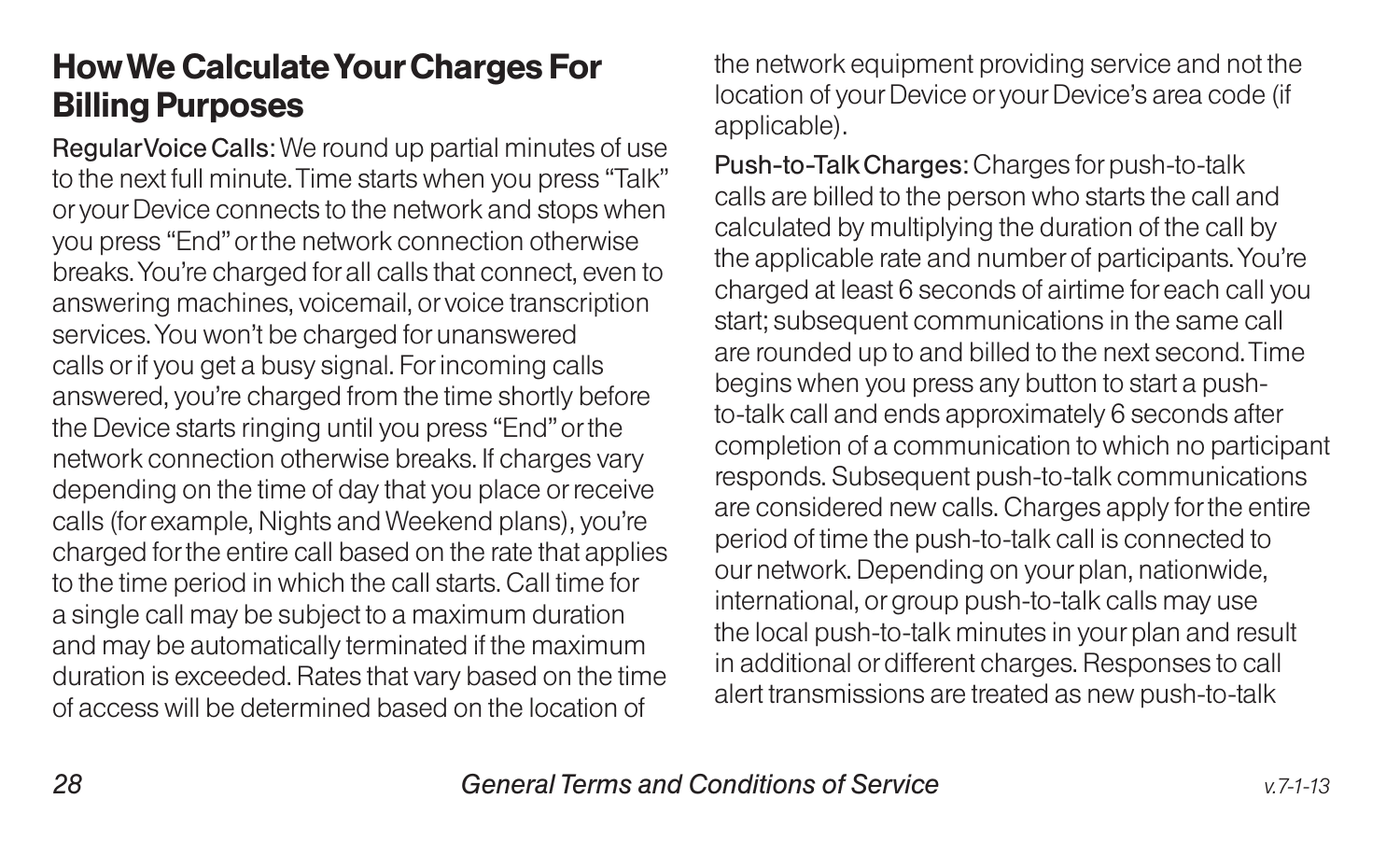## How We Calculate Your Charges For Billing Purposes

**Regular Voice Calls:** We round up partial minutes of use to the next full minute. Time starts when you press "Talk" or your Device connects to the network and stops when you press "End" or the network connection otherwise breaks. You're charged for all calls that connect, even to answering machines, voicemail, or voice transcription services. You won't be charged for unanswered calls or if you get a busy signal. For incoming calls answered, you're charged from the time shortly before the Device starts ringing until you press "End" or the network connection otherwise breaks. If charges vary depending on the time of day that you place or receive calls (for example, Nights and Weekend plans), you're charged for the entire call based on the rate that applies to the time period in which the call starts. Call time for a single call may be subject to a maximum duration and may be automatically terminated if the maximum duration is exceeded. Rates that vary based on the time of access will be determined based on the location of the network equipment providing service and not the location of your Device or your Device's area code (if applicable).

**Push-to-Talk Charges:** Charges for push-to-talk calls are billed to the person who starts the call and calculated by multiplying the duration of the call by the applicable rate and number of participants. You're charged at least 6 seconds of airtime for each call you start; subsequent communications in the same call are rounded up to and billed to the next second. Time begins when you press any button to start a push-to-talk call and ends approximately 6 seconds after completion of a communication to which no participant responds. Subsequent push-to-talk communications are considered new calls. Charges apply for the entire period of time the push-to-talk call is connected to our network. Depending on your plan, nationwide, international, or group push-to-talk calls may use the local push-to-talk minutes in your plan and result in additional or different charges. Responses to call alert transmissions are treated as new push-to-talk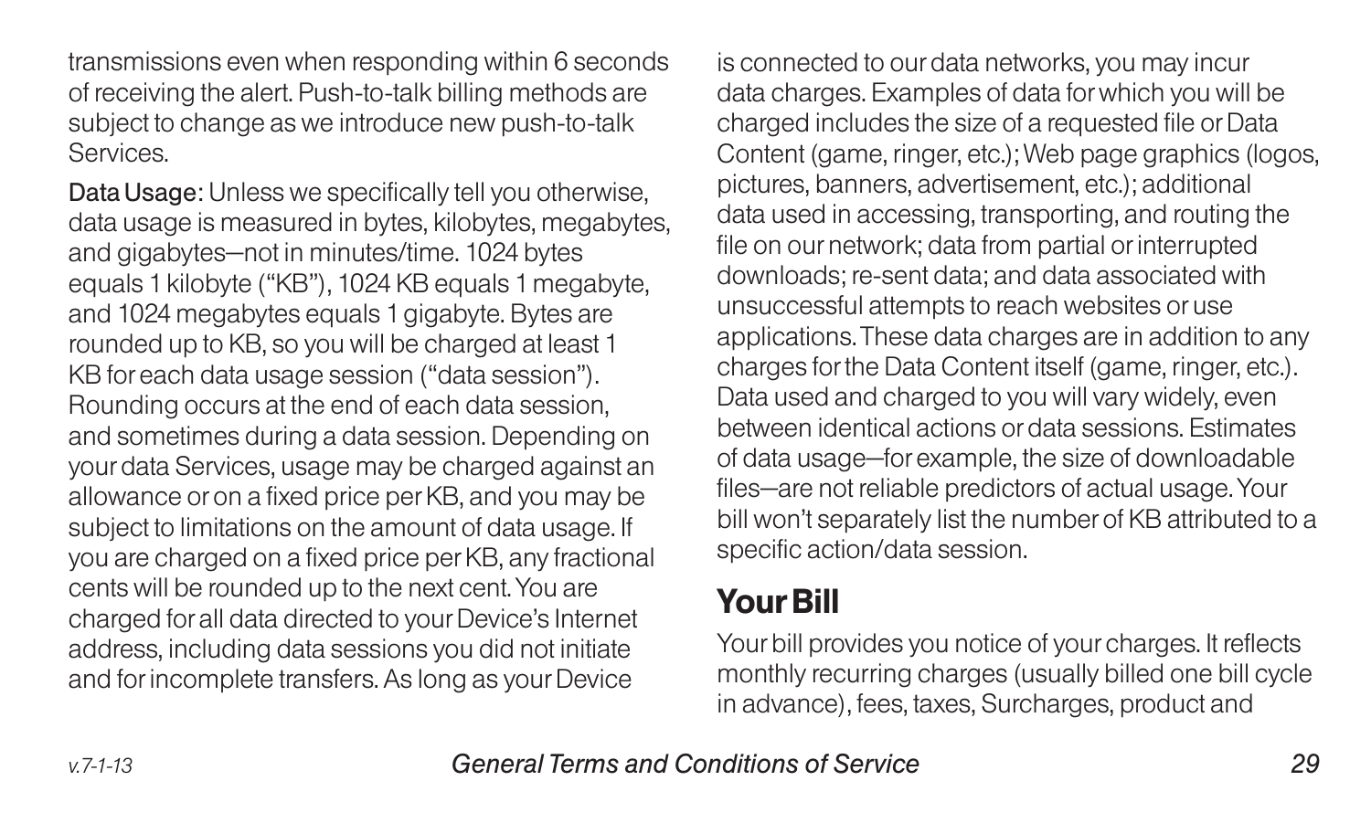transmissions even when responding within 6 seconds of receiving the alert. Push-to-talk billing methods are subject to change as we introduce new push-to-talk Services.

Data Usage: Unless we specifically tell you otherwise, data usage is measured in bytes, kilobytes, megabytes, and gigabytes—not in minutes/time. 1024 bytes equals 1 kilobyte ("KB"), 1024 KB equals 1 megabyte, and 1024 megabytes equals 1 gigabyte. Bytes are rounded up to KB, so you will be charged at least 1 KB for each data usage session ("data session"). Rounding occurs at the end of each data session, and sometimes during a data session. Depending on your data Services, usage may be charged against an allowance or on a fixed price per KB, and you may be subject to limitations on the amount of data usage. If you are charged on a fixed price per KB, any fractional cents will be rounded up to the next cent. You are charged for all data directed to your Device's Internet address, including data sessions you did not initiate and for incomplete transfers. As long as your Device is connected to our data networks, you may incur data charges. Examples of data for which you will be charged includes the size of a requested file or Data Content (game, ringer, etc.); Web page graphics (logos, pictures, banners, advertisement, etc.); additional data used in accessing, transporting, and routing the file on our network; data from partial or interrupted downloads; re-sent data; and data associated with unsuccessful attempts to reach websites or use applications. These data charges are in addition to any charges for the Data Content itself (game, ringer, etc.). Data used and charged to you will vary widely, even between identical actions or data sessions. Estimates of data usage—for example, the size of downloadable files—are not reliable predictors of actual usage. Your bill won't separately list the number of KB attributed to a specific action/data session.

## Your Bill

Your bill provides you notice of your charges. It reflects monthly recurring charges (usually billed one bill cycle in advance), fees, taxes, Surcharges, product and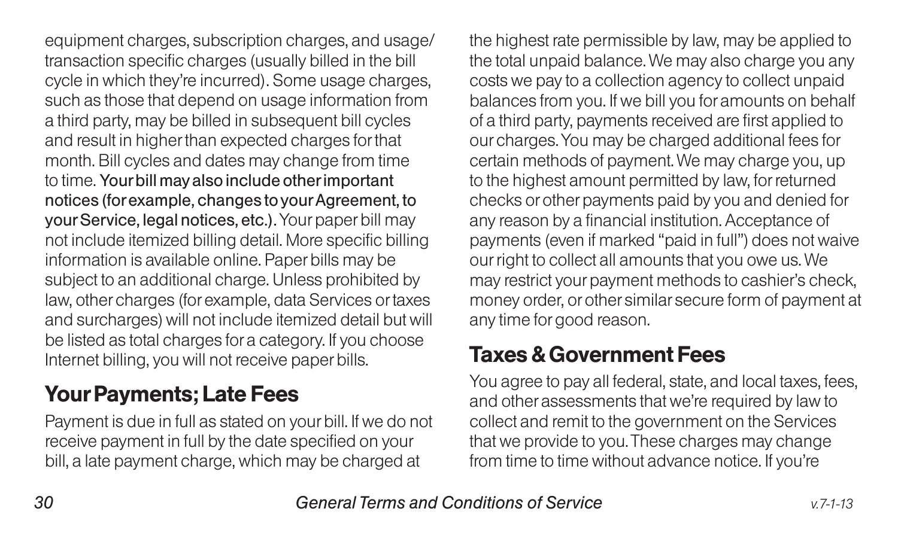equipment charges, subscription charges, and usage/transaction specific charges (usually billed in the bill cycle in which they're incurred). Some usage charges, such as those that depend on usage information from a third party, may be billed in subsequent bill cycles and result in higher than expected charges for that month. Bill cycles and dates may change from time to time. **Your bill may also include other important notices (for example, changes to your Agreement, to your Service, legal notices, etc.).** Your paper bill may not include itemized billing detail. More specific billing information is available online. Paper bills may be subject to an additional charge. Unless prohibited by law, other charges (for example, data Services or taxes and surcharges) will not include itemized detail but will be listed as total charges for a category. If you choose Internet billing, you will not receive paper bills.

## Your Payments; Late Fees

Payment is due in full as stated on your bill. If we do not receive payment in full by the date specified on your bill, a late payment charge, which may be charged at the highest rate permissible by law, may be applied to the total unpaid balance. We may also charge you any costs we pay to a collection agency to collect unpaid balances from you. If we bill you for amounts on behalf of a third party, payments received are first applied to our charges. You may be charged additional fees for certain methods of payment. We may charge you, up to the highest amount permitted by law, for returned checks or other payments paid by you and denied for any reason by a financial institution. Acceptance of payments (even if marked "paid in full") does not waive our right to collect all amounts that you owe us. We may restrict your payment methods to cashier's check, money order, or other similar secure form of payment at any time for good reason.

## Taxes & Government Fees

You agree to pay all federal, state, and local taxes, fees, and other assessments that we're required by law to collect and remit to the government on the Services that we provide to you. These charges may change from time to time without advance notice. If you're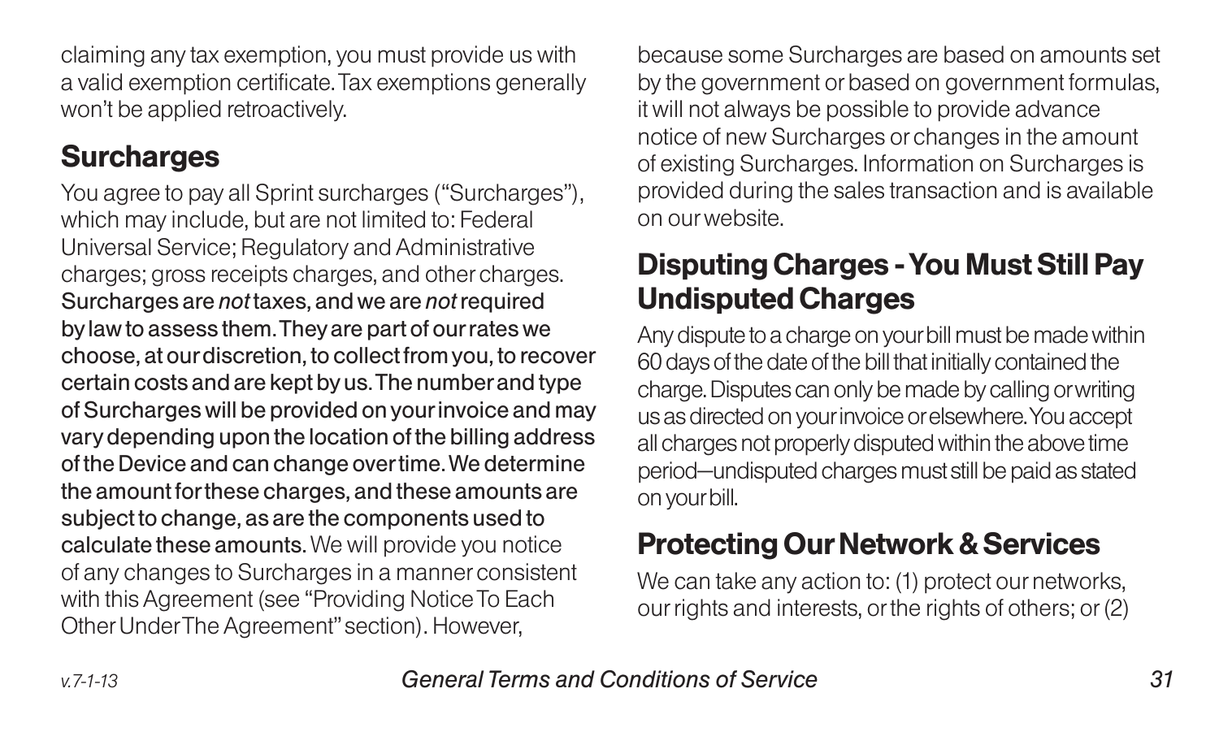claiming any tax exemption, you must provide us with a valid exemption certificate. Tax exemptions generally won't be applied retroactively.

## Surcharges

You agree to pay all Sprint surcharges ("Surcharges"), which may include, but are not limited to: Federal Universal Service; Regulatory and Administrative charges; gross receipts charges, and other charges. **Surcharges are *not* taxes, and we are *not* required by law to assess them. They are part of our rates we choose, at our discretion, to collect from you, to recover certain costs and are kept by us. The number and type of Surcharges will be provided on your invoice and may vary depending upon the location of the billing address of the Device and can change over time. We determine the amount for these charges, and these amounts are subject to change, as are the components used to calculate these amounts.** We will provide you notice of any changes to Surcharges in a manner consistent with this Agreement (see "Providing Notice To Each Other Under The Agreement" section). However, because some Surcharges are based on amounts set by the government or based on government formulas, it will not always be possible to provide advance notice of new Surcharges or changes in the amount of existing Surcharges. Information on Surcharges is provided during the sales transaction and is available on our website.

## Disputing Charges - You Must Still Pay Undisputed Charges

Any dispute to a charge on your bill must be made within 60 days of the date of the bill that initially contained the charge. Disputes can only be made by calling or writing us as directed on your invoice or elsewhere. You accept all charges not properly disputed within the above time period—undisputed charges must still be paid as stated on your bill.

## Protecting Our Network & Services

We can take any action to: (1) protect our networks, our rights and interests, or the rights of others; or (2)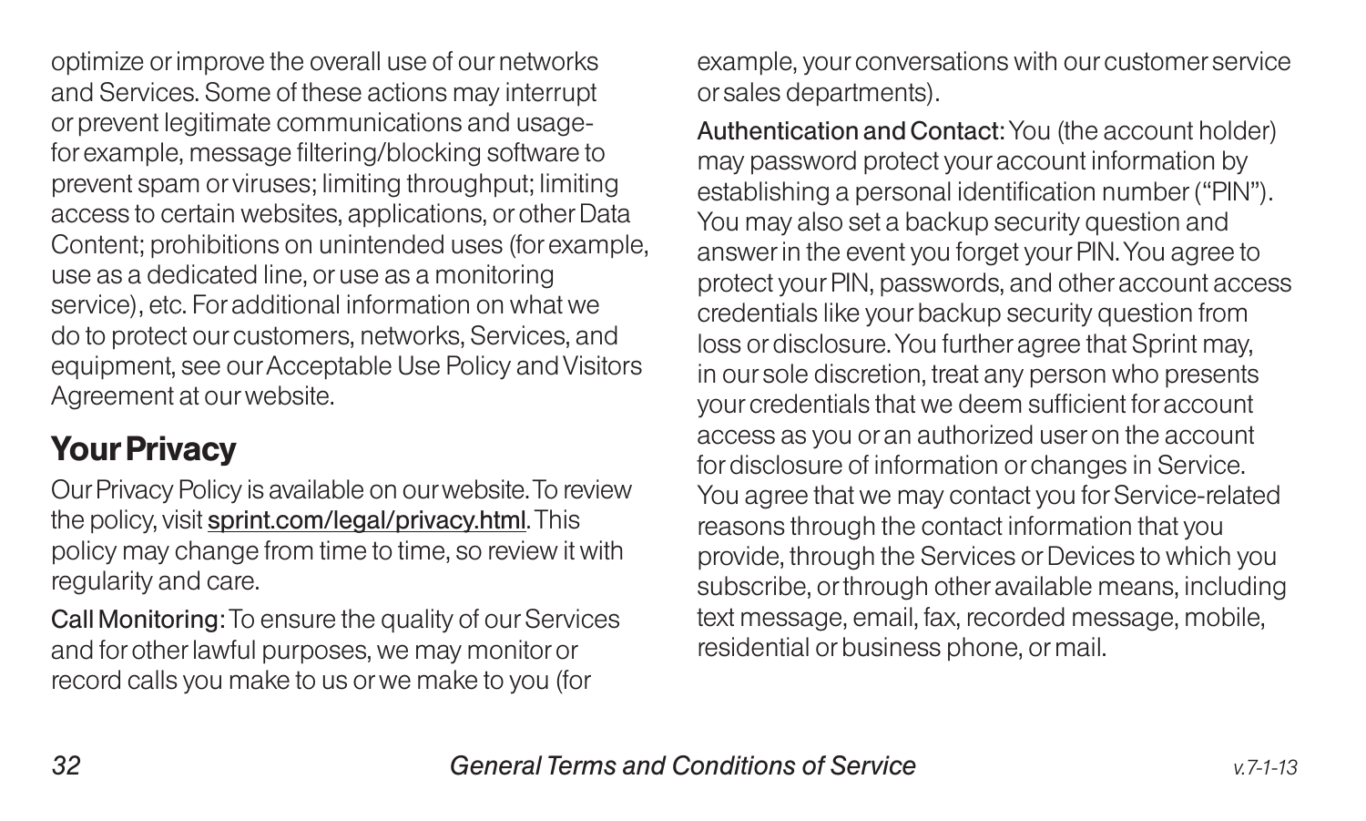optimize or improve the overall use of our networks and Services. Some of these actions may interrupt or prevent legitimate communications and usage-for example, message filtering/blocking software to prevent spam or viruses; limiting throughput; limiting access to certain websites, applications, or other Data Content; prohibitions on unintended uses (for example, use as a dedicated line, or use as a monitoring service), etc. For additional information on what we do to protect our customers, networks, Services, and equipment, see our Acceptable Use Policy and Visitors Agreement at our website.

## Your Privacy

Our Privacy Policy is available on our website. To review the policy, visit sprint.com/legal/privacy.html. This policy may change from time to time, so review it with regularity and care.

**Call Monitoring:** To ensure the quality of our Services and for other lawful purposes, we may monitor or record calls you make to us or we make to you (for example, your conversations with our customer service or sales departments).

**Authentication and Contact:** You (the account holder) may password protect your account information by establishing a personal identification number ("PIN"). You may also set a backup security question and answer in the event you forget your PIN. You agree to protect your PIN, passwords, and other account access credentials like your backup security question from loss or disclosure. You further agree that Sprint may, in our sole discretion, treat any person who presents your credentials that we deem sufficient for account access as you or an authorized user on the account for disclosure of information or changes in Service. You agree that we may contact you for Service-related reasons through the contact information that you provide, through the Services or Devices to which you subscribe, or through other available means, including text message, email, fax, recorded message, mobile, residential or business phone, or mail.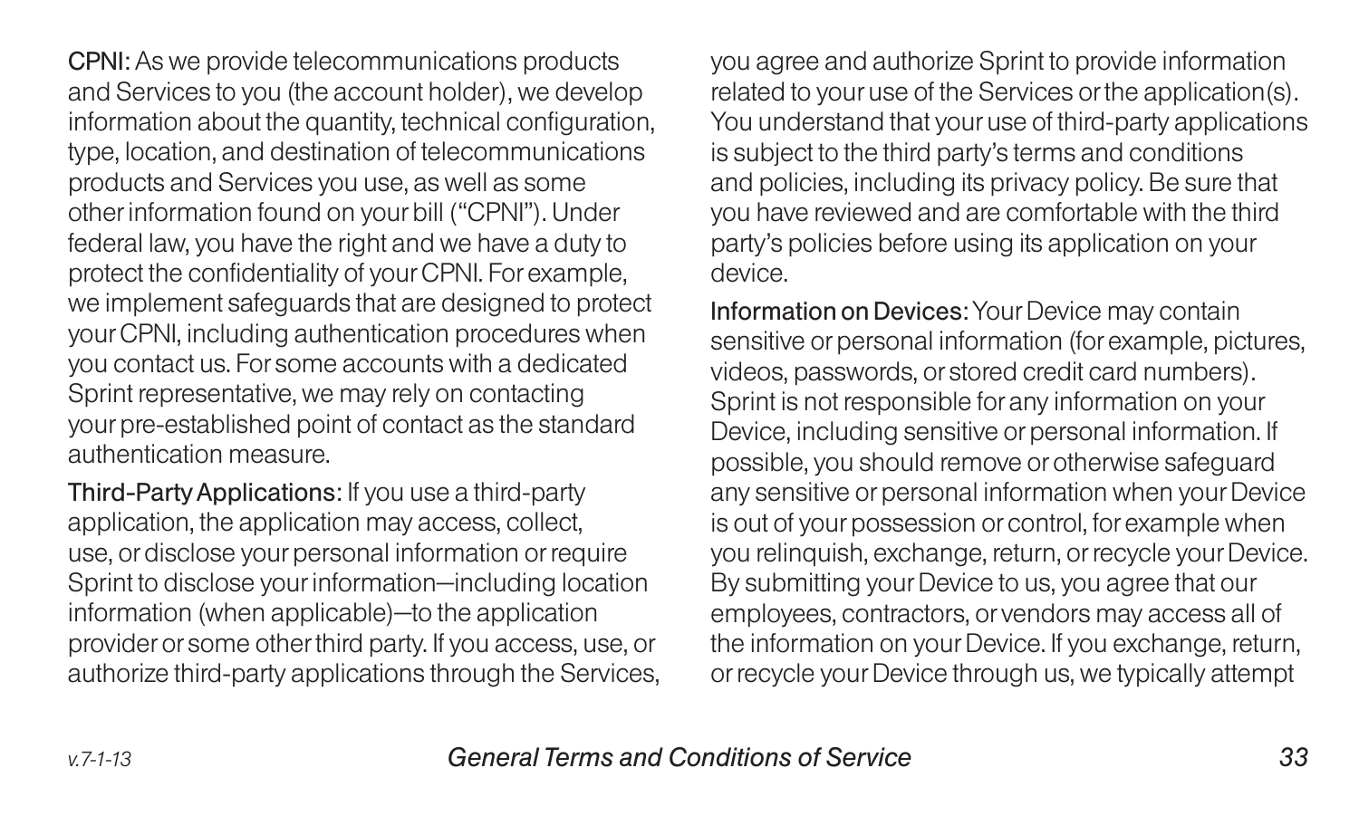**CPNI**: As we provide telecommunications products and Services to you (the account holder), we develop information about the quantity, technical configuration, type, location, and destination of telecommunications products and Services you use, as well as some other information found on your bill ("CPNI"). Under federal law, you have the right and we have a duty to protect the confidentiality of your CPNI. For example, we implement safeguards that are designed to protect your CPNI, including authentication procedures when you contact us. For some accounts with a dedicated Sprint representative, we may rely on contacting your pre-established point of contact as the standard authentication measure.

**Third-Party Applications**: If you use a third-party application, the application may access, collect, use, or disclose your personal information or require Sprint to disclose your information—including location information (when applicable)—to the application provider or some other third party. If you access, use, or authorize third-party applications through the Services, you agree and authorize Sprint to provide information related to your use of the Services or the application(s). You understand that your use of third-party applications is subject to the third party's terms and conditions and policies, including its privacy policy. Be sure that you have reviewed and are comfortable with the third party's policies before using its application on your device.

**Information on Devices:** Your Device may contain sensitive or personal information (for example, pictures, videos, passwords, or stored credit card numbers). Sprint is not responsible for any information on your Device, including sensitive or personal information. If possible, you should remove or otherwise safeguard any sensitive or personal information when your Device is out of your possession or control, for example when you relinquish, exchange, return, or recycle your Device. By submitting your Device to us, you agree that our employees, contractors, or vendors may access all of the information on your Device. If you exchange, return, or recycle your Device through us, we typically attempt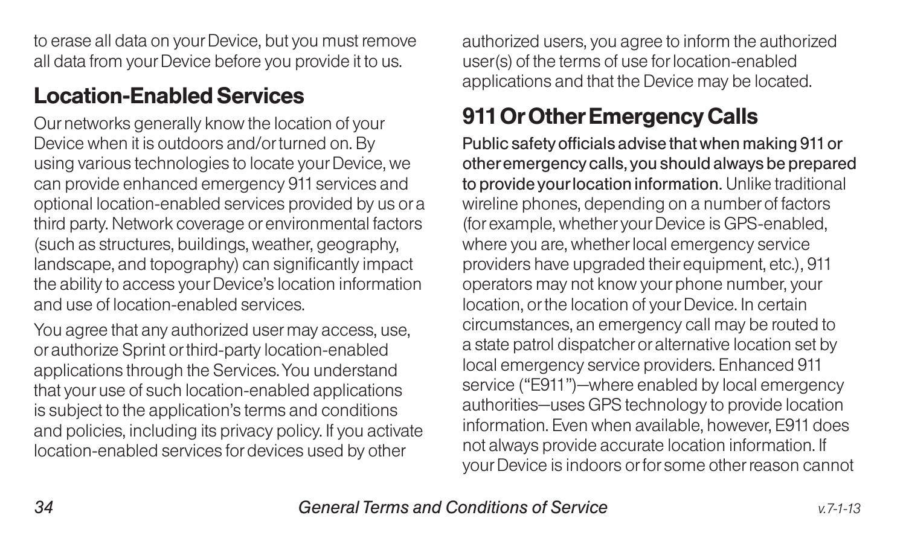to erase all data on your Device, but you must remove all data from your Device before you provide it to us.

## Location-Enabled Services

Our networks generally know the location of your Device when it is outdoors and/or turned on. By using various technologies to locate your Device, we can provide enhanced emergency 911 services and optional location-enabled services provided by us or a third party. Network coverage or environmental factors (such as structures, buildings, weather, geography, landscape, and topography) can significantly impact the ability to access your Device's location information and use of location-enabled services.

You agree that any authorized user may access, use, or authorize Sprint or third-party location-enabled applications through the Services. You understand that your use of such location-enabled applications is subject to the application's terms and conditions and policies, including its privacy policy. If you activate location-enabled services for devices used by other authorized users, you agree to inform the authorized user(s) of the terms of use for location-enabled applications and that the Device may be located.

## 911 Or Other Emergency Calls

**Public safety officials advise that when making 911 or other emergency calls, you should always be prepared to provide your location information.** Unlike traditional wireline phones, depending on a number of factors (for example, whether your Device is GPS-enabled, where you are, whether local emergency service providers have upgraded their equipment, etc.), 911 operators may not know your phone number, your location, or the location of your Device. In certain circumstances, an emergency call may be routed to a state patrol dispatcher or alternative location set by local emergency service providers. Enhanced 911 service ("E911")—where enabled by local emergency authorities—uses GPS technology to provide location information. Even when available, however, E911 does not always provide accurate location information. If your Device is indoors or for some other reason cannot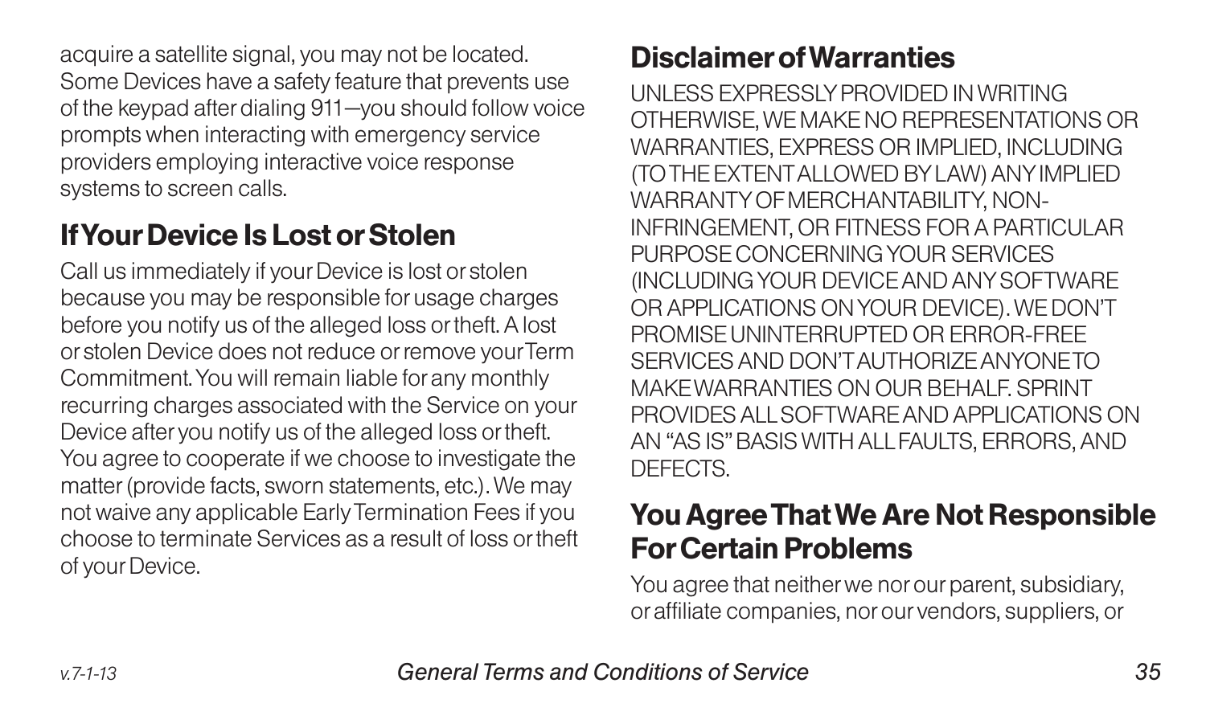acquire a satellite signal, you may not be located. Some Devices have a safety feature that prevents use of the keypad after dialing 911—you should follow voice prompts when interacting with emergency service providers employing interactive voice response systems to screen calls.

## If Your Device Is Lost or Stolen

Call us immediately if your Device is lost or stolen because you may be responsible for usage charges before you notify us of the alleged loss or theft. A lost or stolen Device does not reduce or remove your Term Commitment. You will remain liable for any monthly recurring charges associated with the Service on your Device after you notify us of the alleged loss or theft. You agree to cooperate if we choose to investigate the matter (provide facts, sworn statements, etc.). We may not waive any applicable Early Termination Fees if you choose to terminate Services as a result of loss or theft of your Device.

## Disclaimer of Warranties

UNLESS EXPRESSLY PROVIDED IN WRITING OTHERWISE, WE MAKE NO REPRESENTATIONS OR WARRANTIES, EXPRESS OR IMPLIED, INCLUDING (TO THE EXTENT ALLOWED BY LAW) ANY IMPLIED WARRANTY OF MERCHANTABILITY, NON-INFRINGEMENT, OR FITNESS FOR A PARTICULAR PURPOSE CONCERNING YOUR SERVICES (INCLUDING YOUR DEVICE AND ANY SOFTWARE OR APPLICATIONS ON YOUR DEVICE). WE DON'T PROMISE UNINTERRUPTED OR ERROR-FREE SERVICES AND DON'T AUTHORIZE ANYONE TO MAKE WARRANTIES ON OUR BEHALF. SPRINT PROVIDES ALL SOFTWARE AND APPLICATIONS ON AN "AS IS" BASIS WITH ALL FAULTS, ERRORS, AND DEFECTS.

## You Agree That We Are Not Responsible For Certain Problems

You agree that neither we nor our parent, subsidiary, or affiliate companies, nor our vendors, suppliers, or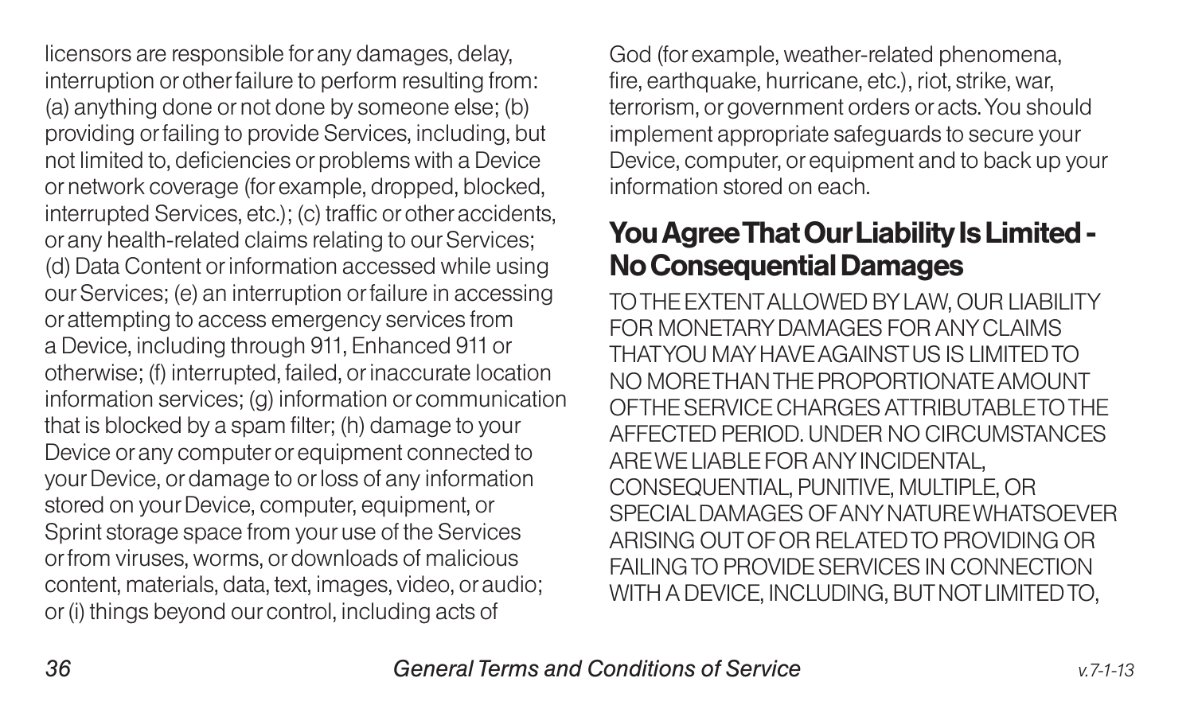licensors are responsible for any damages, delay, interruption or other failure to perform resulting from: (a) anything done or not done by someone else; (b) providing or failing to provide Services, including, but not limited to, deficiencies or problems with a Device or network coverage (for example, dropped, blocked, interrupted Services, etc.); (c) traffic or other accidents, or any health-related claims relating to our Services; (d) Data Content or information accessed while using our Services; (e) an interruption or failure in accessing or attempting to access emergency services from a Device, including through 911, Enhanced 911 or otherwise; (f) interrupted, failed, or inaccurate location information services; (g) information or communication that is blocked by a spam filter; (h) damage to your Device or any computer or equipment connected to your Device, or damage to or loss of any information stored on your Device, computer, equipment, or Sprint storage space from your use of the Services or from viruses, worms, or downloads of malicious content, materials, data, text, images, video, or audio; or (i) things beyond our control, including acts of God (for example, weather-related phenomena, fire, earthquake, hurricane, etc.), riot, strike, war, terrorism, or government orders or acts. You should implement appropriate safeguards to secure your Device, computer, or equipment and to back up your information stored on each.

## You Agree That Our Liability Is Limited - No Consequential Damages

TO THE EXTENT ALLOWED BY LAW, OUR LIABILITY FOR MONETARY DAMAGES FOR ANY CLAIMS THAT YOU MAY HAVE AGAINST US IS LIMITED TO NO MORE THAN THE PROPORTIONATE AMOUNT OF THE SERVICE CHARGES ATTRIBUTABLE TO THE AFFECTED PERIOD. UNDER NO CIRCUMSTANCES ARE WE LIABLE FOR ANY INCIDENTAL, CONSEQUENTIAL, PUNITIVE, MULTIPLE, OR SPECIAL DAMAGES OF ANY NATURE WHATSOEVER ARISING OUT OF OR RELATED TO PROVIDING OR FAILING TO PROVIDE SERVICES IN CONNECTION WITH A DEVICE, INCLUDING, BUT NOT LIMITED TO,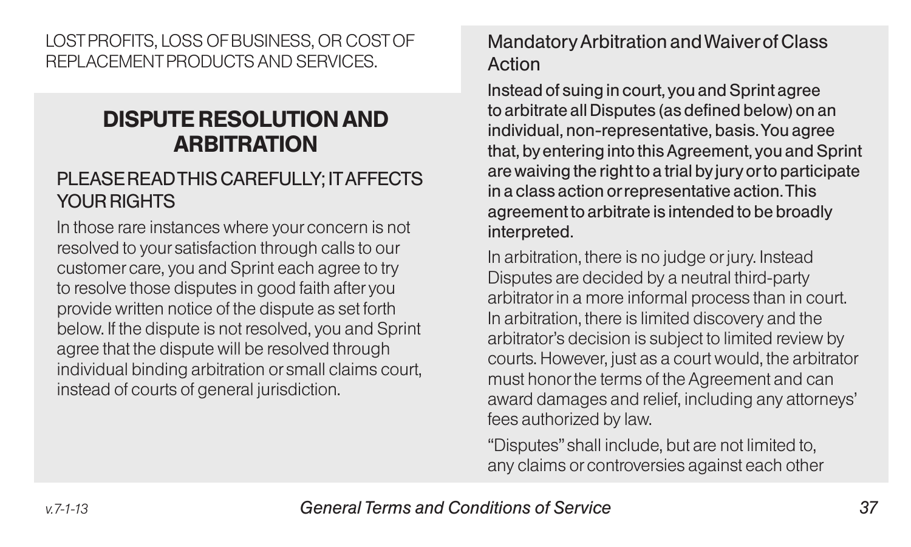LOST PROFITS, LOSS OF BUSINESS, OR COST OF REPLACEMENT PRODUCTS AND SERVICES.

## DISPUTE RESOLUTION AND ARBITRATION

### PLEASE READ THIS CAREFULLY; IT AFFECTS YOUR RIGHTS

In those rare instances where your concern is not resolved to your satisfaction through calls to our customer care, you and Sprint each agree to try to resolve those disputes in good faith after you provide written notice of the dispute as set forth below. If the dispute is not resolved, you and Sprint agree that the dispute will be resolved through individual binding arbitration or small claims court, instead of courts of general jurisdiction.

### Mandatory Arbitration and Waiver of Class Action

Instead of suing in court, you and Sprint agree to arbitrate all Disputes (as defined below) on an individual, non-representative, basis. You agree that, by entering into this Agreement, you and Sprint are waiving the right to a trial by jury or to participate in a class action or representative action. This agreement to arbitrate is intended to be broadly interpreted.

In arbitration, there is no judge or jury. Instead Disputes are decided by a neutral third-party arbitrator in a more informal process than in court. In arbitration, there is limited discovery and the arbitrator's decision is subject to limited review by courts. However, just as a court would, the arbitrator must honor the terms of the Agreement and can award damages and relief, including any attorneys' fees authorized by law.

"Disputes" shall include, but are not limited to, any claims or controversies against each other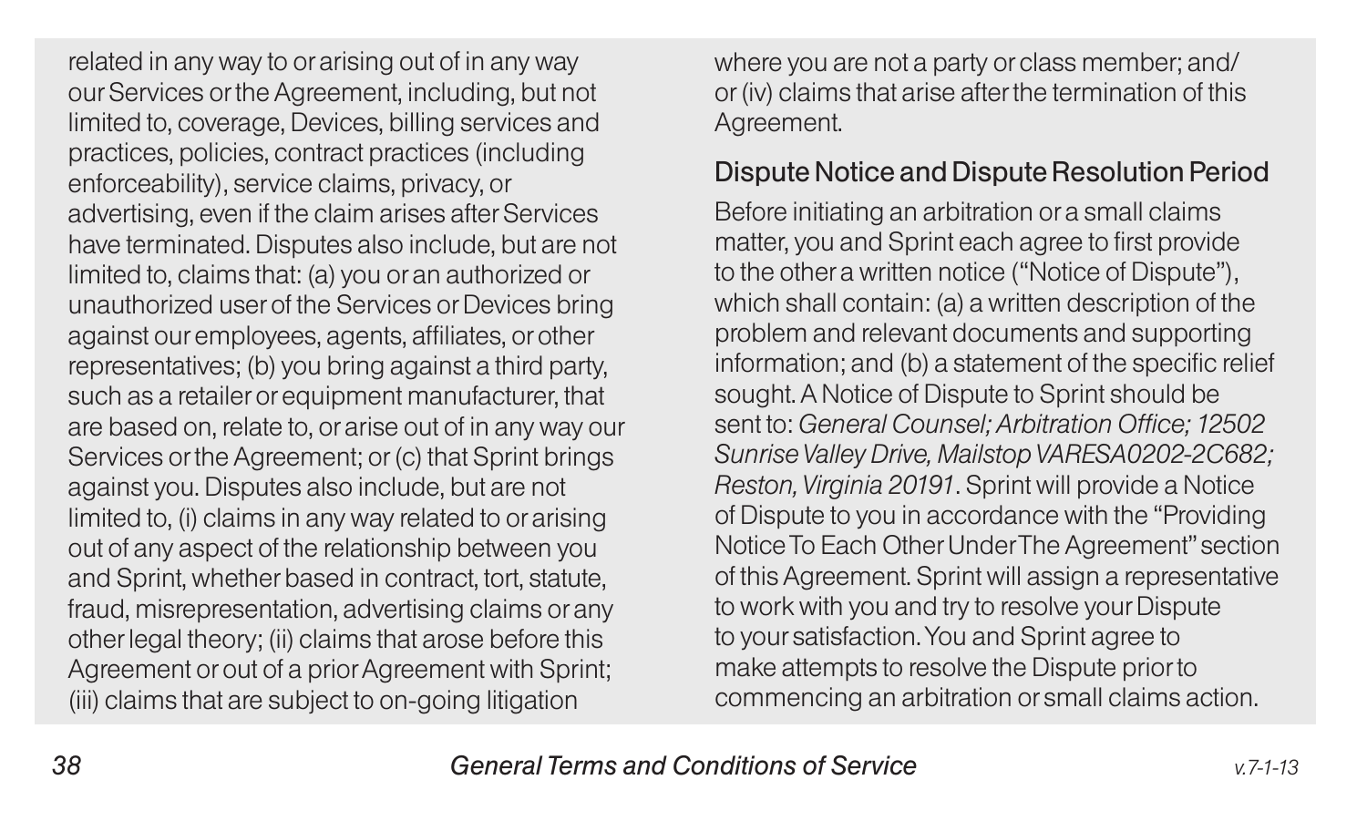related in any way to or arising out of in any way our Services or the Agreement, including, but not limited to, coverage, Devices, billing services and practices, policies, contract practices (including enforceability), service claims, privacy, or advertising, even if the claim arises after Services have terminated. Disputes also include, but are not limited to, claims that: (a) you or an authorized or unauthorized user of the Services or Devices bring against our employees, agents, affiliates, or other representatives; (b) you bring against a third party, such as a retailer or equipment manufacturer, that are based on, relate to, or arise out of in any way our Services or the Agreement; or (c) that Sprint brings against you. Disputes also include, but are not limited to, (i) claims in any way related to or arising out of any aspect of the relationship between you and Sprint, whether based in contract, tort, statute, fraud, misrepresentation, advertising claims or any other legal theory; (ii) claims that arose before this Agreement or out of a prior Agreement with Sprint; (iii) claims that are subject to on-going litigation where you are not a party or class member; and/or (iv) claims that arise after the termination of this Agreement.

## Dispute Notice and Dispute Resolution Period

Before initiating an arbitration or a small claims matter, you and Sprint each agree to first provide to the other a written notice ("Notice of Dispute"), which shall contain: (a) a written description of the problem and relevant documents and supporting information; and (b) a statement of the specific relief sought. A Notice of Dispute to Sprint should be sent to: *General Counsel; Arbitration Office; 12502 Sunrise Valley Drive, Mailstop VARESA0202-2C682; Reston, Virginia 20191*. Sprint will provide a Notice of Dispute to you in accordance with the "Providing Notice To Each Other Under The Agreement" section of this Agreement. Sprint will assign a representative to work with you and try to resolve your Dispute to your satisfaction. You and Sprint agree to make attempts to resolve the Dispute prior to commencing an arbitration or small claims action.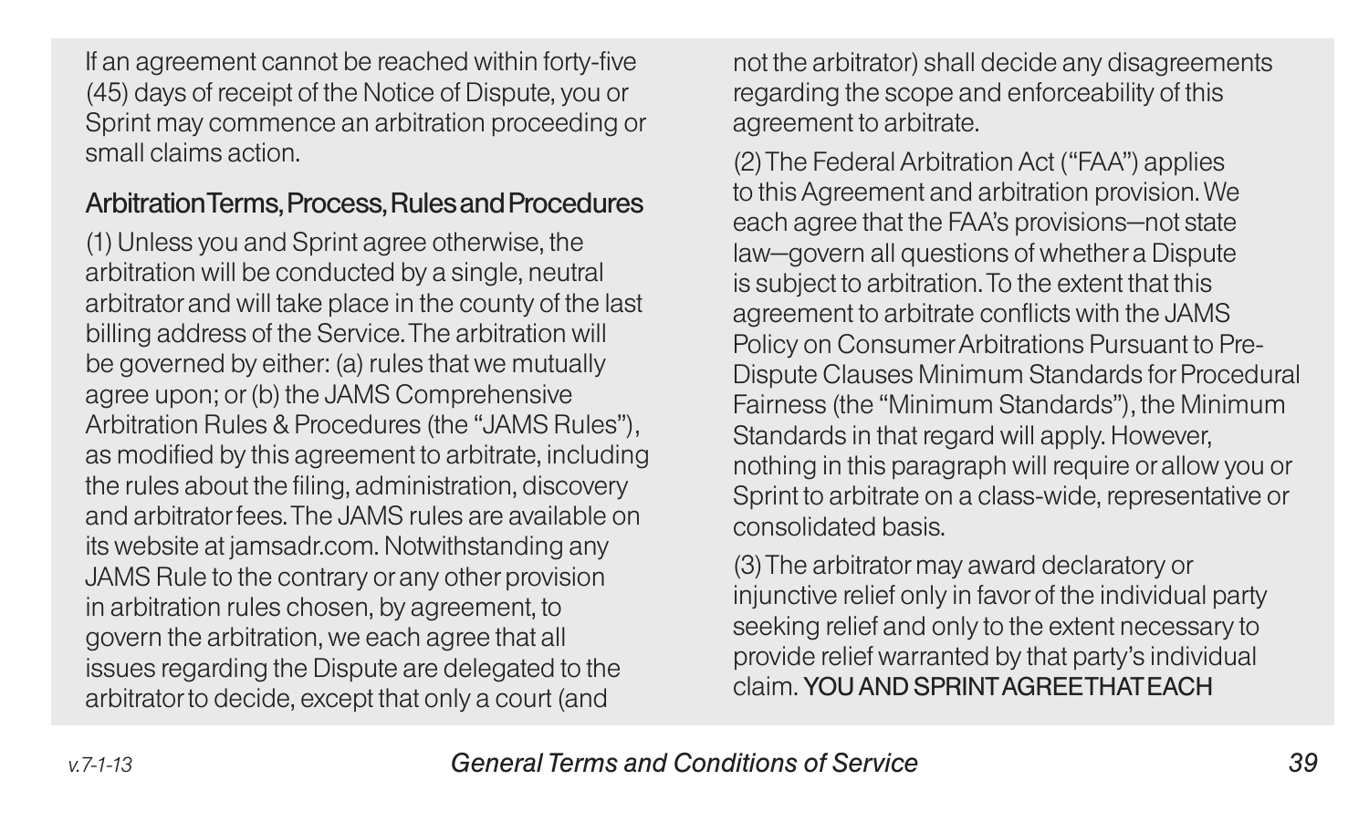If an agreement cannot be reached within forty-five (45) days of receipt of the Notice of Dispute, you or Sprint may commence an arbitration proceeding or small claims action.

## Arbitration Terms, Process, Rules and Procedures

(1) Unless you and Sprint agree otherwise, the arbitration will be conducted by a single, neutral arbitrator and will take place in the county of the last billing address of the Service. The arbitration will be governed by either: (a) rules that we mutually agree upon; or (b) the JAMS Comprehensive Arbitration Rules & Procedures (the "JAMS Rules"), as modified by this agreement to arbitrate, including the rules about the filing, administration, discovery and arbitrator fees. The JAMS rules are available on its website at jamsadr.com. Notwithstanding any JAMS Rule to the contrary or any other provision in arbitration rules chosen, by agreement, to govern the arbitration, we each agree that all issues regarding the Dispute are delegated to the arbitrator to decide, except that only a court (and not the arbitrator) shall decide any disagreements regarding the scope and enforceability of this agreement to arbitrate.

(2) The Federal Arbitration Act ("FAA") applies to this Agreement and arbitration provision. We each agree that the FAA's provisions—not state law—govern all questions of whether a Dispute is subject to arbitration. To the extent that this agreement to arbitrate conflicts with the JAMS Policy on Consumer Arbitrations Pursuant to Pre-Dispute Clauses Minimum Standards for Procedural Fairness (the "Minimum Standards"), the Minimum Standards in that regard will apply. However, nothing in this paragraph will require or allow you or Sprint to arbitrate on a class-wide, representative or consolidated basis.

(3) The arbitrator may award declaratory or injunctive relief only in favor of the individual party seeking relief and only to the extent necessary to provide relief warranted by that party's individual claim. **YOU AND SPRINT AGREE THAT EACH**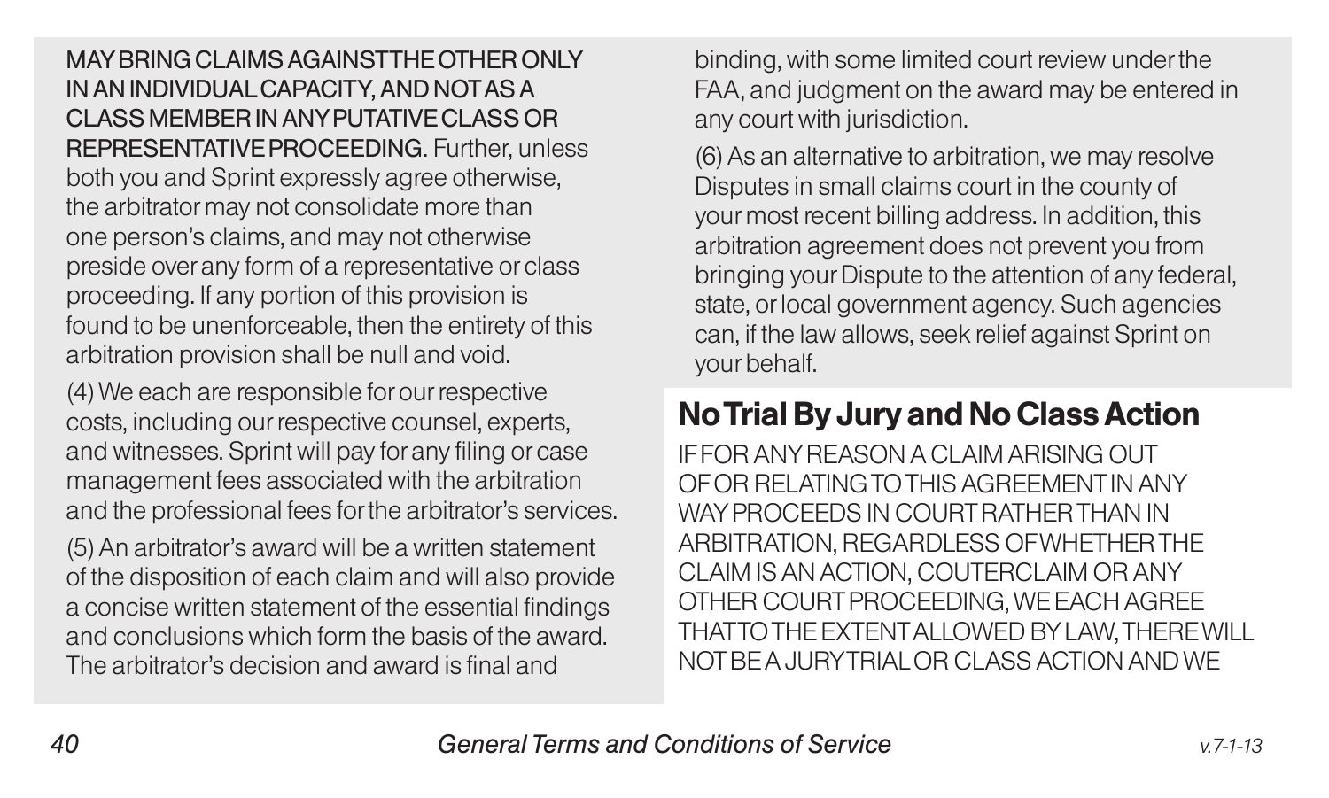MAY BRING CLAIMS AGAINST THE OTHER ONLY IN AN INDIVIDUAL CAPACITY, AND NOT AS A CLASS MEMBER IN ANY PUTATIVE CLASS OR REPRESENTATIVE PROCEEDING. Further, unless both you and Sprint expressly agree otherwise, the arbitrator may not consolidate more than one person's claims, and may not otherwise preside over any form of a representative or class proceeding. If any portion of this provision is found to be unenforceable, then the entirety of this arbitration provision shall be null and void.

(4) We each are responsible for our respective costs, including our respective counsel, experts, and witnesses. Sprint will pay for any filing or case management fees associated with the arbitration and the professional fees for the arbitrator's services.

(5) An arbitrator's award will be a written statement of the disposition of each claim and will also provide a concise written statement of the essential findings and conclusions which form the basis of the award. The arbitrator's decision and award is final and binding, with some limited court review under the FAA, and judgment on the award may be entered in any court with jurisdiction.

(6) As an alternative to arbitration, we may resolve Disputes in small claims court in the county of your most recent billing address. In addition, this arbitration agreement does not prevent you from bringing your Dispute to the attention of any federal, state, or local government agency. Such agencies can, if the law allows, seek relief against Sprint on your behalf.

## No Trial By Jury and No Class Action

IF FOR ANY REASON A CLAIM ARISING OUT OF OR RELATING TO THIS AGREEMENT IN ANY WAY PROCEEDS IN COURT RATHER THAN IN ARBITRATION, REGARDLESS OF WHETHER THE CLAIM IS AN ACTION, COUTERCLAIM OR ANY OTHER COURT PROCEEDING, WE EACH AGREE THAT TO THE EXTENT ALLOWED BY LAW, THERE WILL NOT BE A JURY TRIAL OR CLASS ACTION AND WE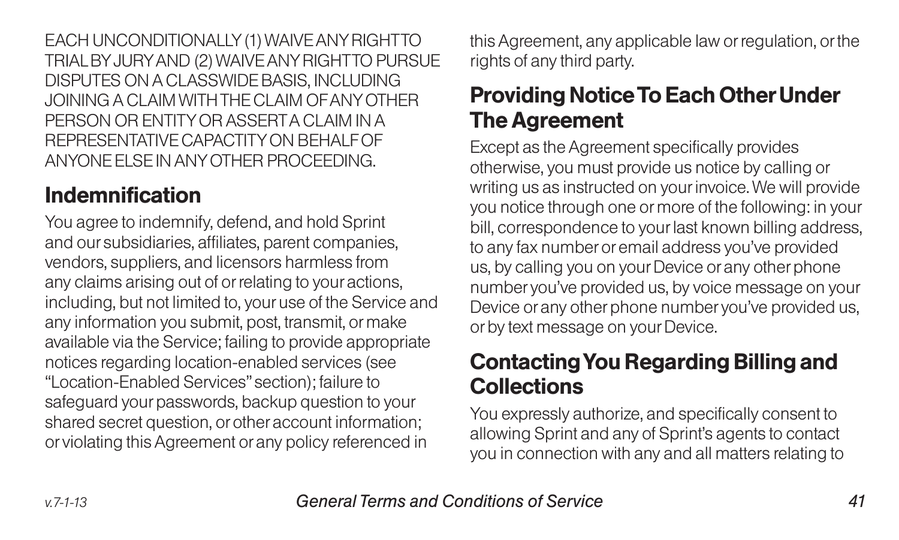EACH UNCONDITIONALLY (1) WAIVE ANY RIGHT TO TRIAL BY JURY AND (2) WAIVE ANY RIGHT TO PURSUE DISPUTES ON A CLASSWIDE BASIS, INCLUDING JOINING A CLAIM WITH THE CLAIM OF ANY OTHER PERSON OR ENTITY OR ASSERT A CLAIM IN A REPRESENTATIVE CAPACTITY ON BEHALF OF ANYONE ELSE IN ANY OTHER PROCEEDING.

## Indemnification

You agree to indemnify, defend, and hold Sprint and our subsidiaries, affiliates, parent companies, vendors, suppliers, and licensors harmless from any claims arising out of or relating to your actions, including, but not limited to, your use of the Service and any information you submit, post, transmit, or make available via the Service; failing to provide appropriate notices regarding location-enabled services (see "Location-Enabled Services" section); failure to safeguard your passwords, backup question to your shared secret question, or other account information; or violating this Agreement or any policy referenced in this Agreement, any applicable law or regulation, or the rights of any third party.

## Providing Notice To Each Other Under The Agreement

Except as the Agreement specifically provides otherwise, you must provide us notice by calling or writing us as instructed on your invoice. We will provide you notice through one or more of the following: in your bill, correspondence to your last known billing address, to any fax number or email address you've provided us, by calling you on your Device or any other phone number you've provided us, by voice message on your Device or any other phone number you've provided us, or by text message on your Device.

## Contacting You Regarding Billing and Collections

You expressly authorize, and specifically consent to allowing Sprint and any of Sprint's agents to contact you in connection with any and all matters relating to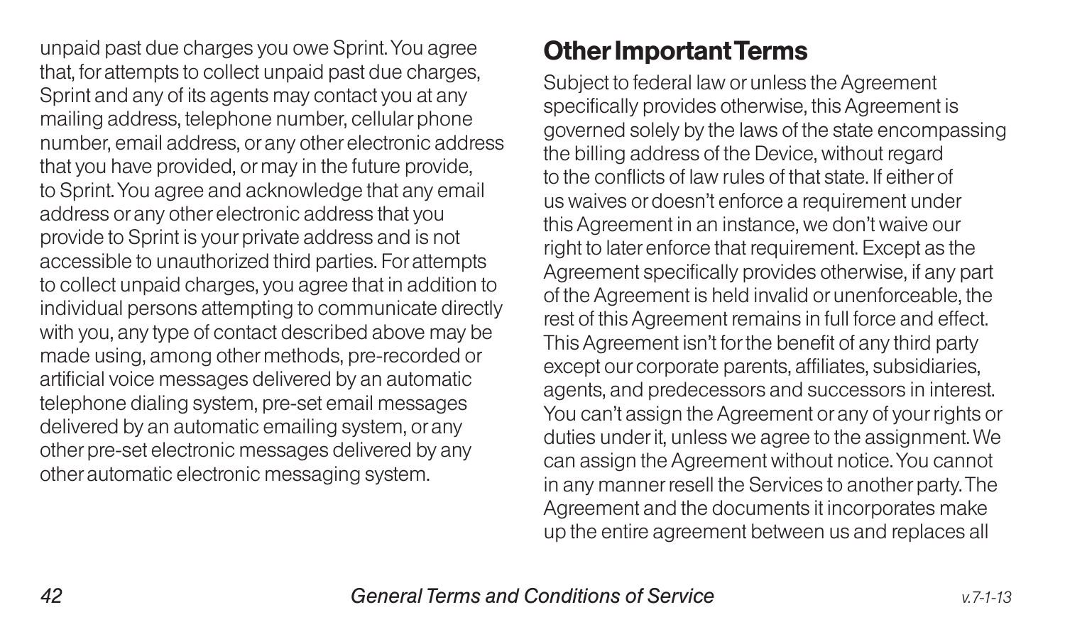unpaid past due charges you owe Sprint. You agree that, for attempts to collect unpaid past due charges, Sprint and any of its agents may contact you at any mailing address, telephone number, cellular phone number, email address, or any other electronic address that you have provided, or may in the future provide, to Sprint. You agree and acknowledge that any email address or any other electronic address that you provide to Sprint is your private address and is not accessible to unauthorized third parties. For attempts to collect unpaid charges, you agree that in addition to individual persons attempting to communicate directly with you, any type of contact described above may be made using, among other methods, pre-recorded or artificial voice messages delivered by an automatic telephone dialing system, pre-set email messages delivered by an automatic emailing system, or any other pre-set electronic messages delivered by any other automatic electronic messaging system.

## Other Important Terms

Subject to federal law or unless the Agreement specifically provides otherwise, this Agreement is governed solely by the laws of the state encompassing the billing address of the Device, without regard to the conflicts of law rules of that state. If either of us waives or doesn't enforce a requirement under this Agreement in an instance, we don't waive our right to later enforce that requirement. Except as the Agreement specifically provides otherwise, if any part of the Agreement is held invalid or unenforceable, the rest of this Agreement remains in full force and effect. This Agreement isn't for the benefit of any third party except our corporate parents, affiliates, subsidiaries, agents, and predecessors and successors in interest. You can't assign the Agreement or any of your rights or duties under it, unless we agree to the assignment. We can assign the Agreement without notice. You cannot in any manner resell the Services to another party. The Agreement and the documents it incorporates make up the entire agreement between us and replaces all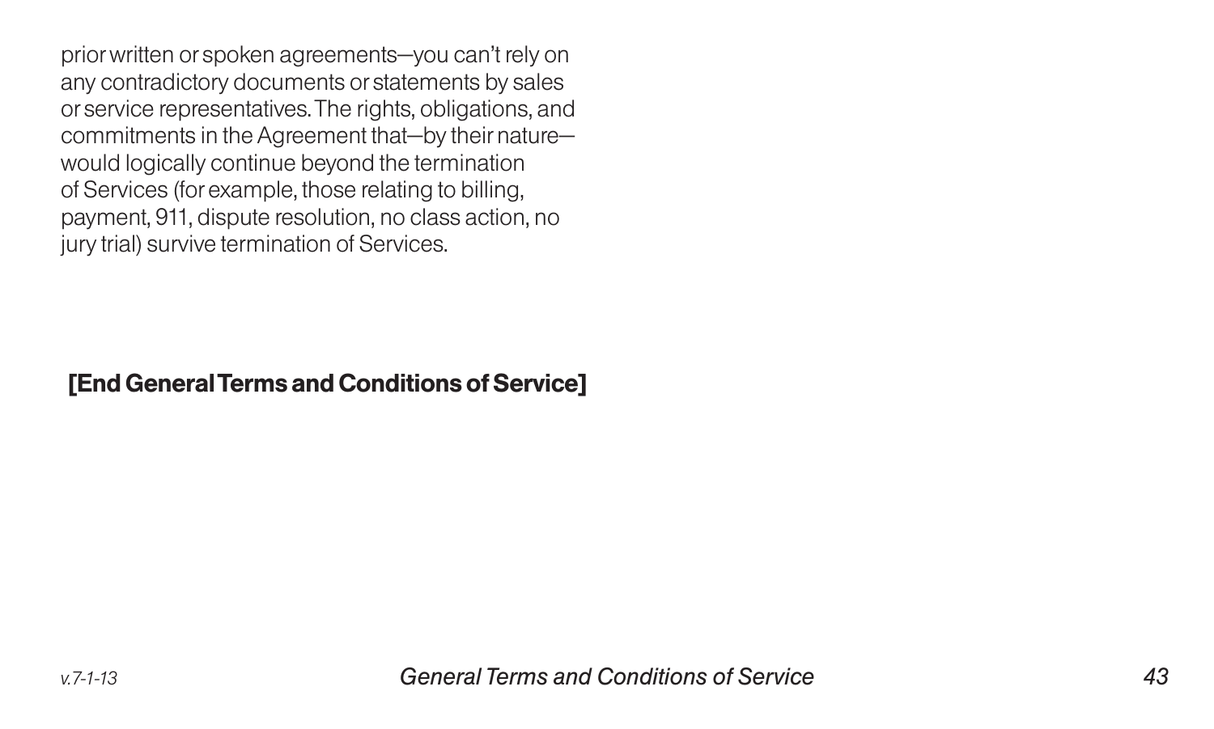prior written or spoken agreements—you can't rely on any contradictory documents or statements by sales or service representatives. The rights, obligations, and commitments in the Agreement that—by their nature—would logically continue beyond the termination of Services (for example, those relating to billing, payment, 911, dispute resolution, no class action, no jury trial) survive termination of Services.

**[End General Terms and Conditions of Service]**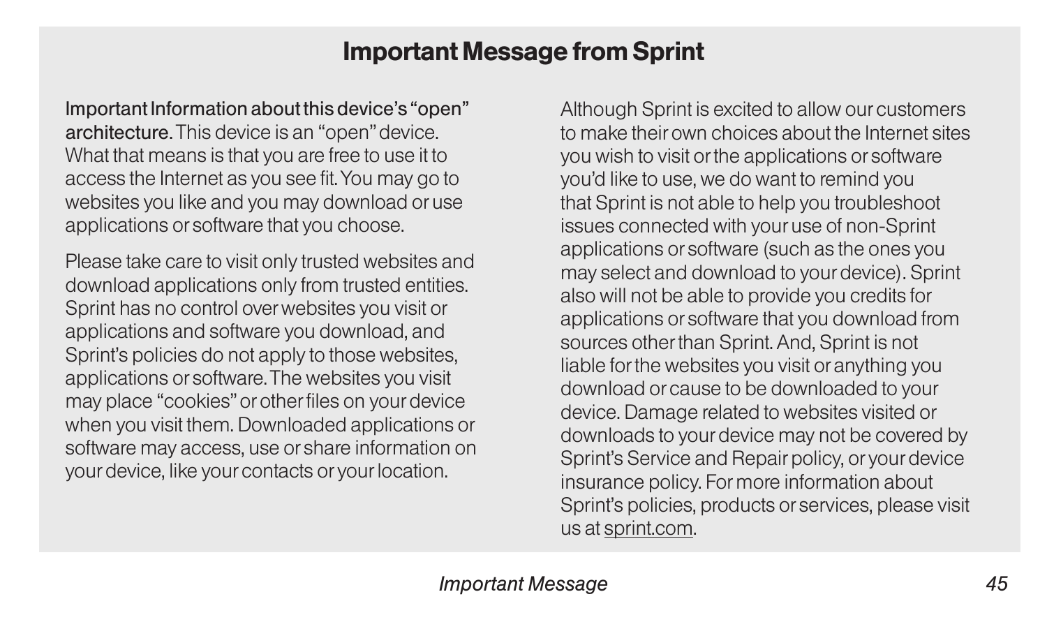# Important Message from Sprint

**Important Information about this device's "open" architecture.** This device is an "open" device. What that means is that you are free to use it to access the Internet as you see fit. You may go to websites you like and you may download or use applications or software that you choose.

Please take care to visit only trusted websites and download applications only from trusted entities. Sprint has no control over websites you visit or applications and software you download, and Sprint's policies do not apply to those websites, applications or software. The websites you visit may place "cookies" or other files on your device when you visit them. Downloaded applications or software may access, use or share information on your device, like your contacts or your location.

Although Sprint is excited to allow our customers to make their own choices about the Internet sites you wish to visit or the applications or software you'd like to use, we do want to remind you that Sprint is not able to help you troubleshoot issues connected with your use of non-Sprint applications or software (such as the ones you may select and download to your device). Sprint also will not be able to provide you credits for applications or software that you download from sources other than Sprint. And, Sprint is not liable for the websites you visit or anything you download or cause to be downloaded to your device. Damage related to websites visited or downloads to your device may not be covered by Sprint's Service and Repair policy, or your device insurance policy. For more information about Sprint's policies, products or services, please visit us at sprint.com.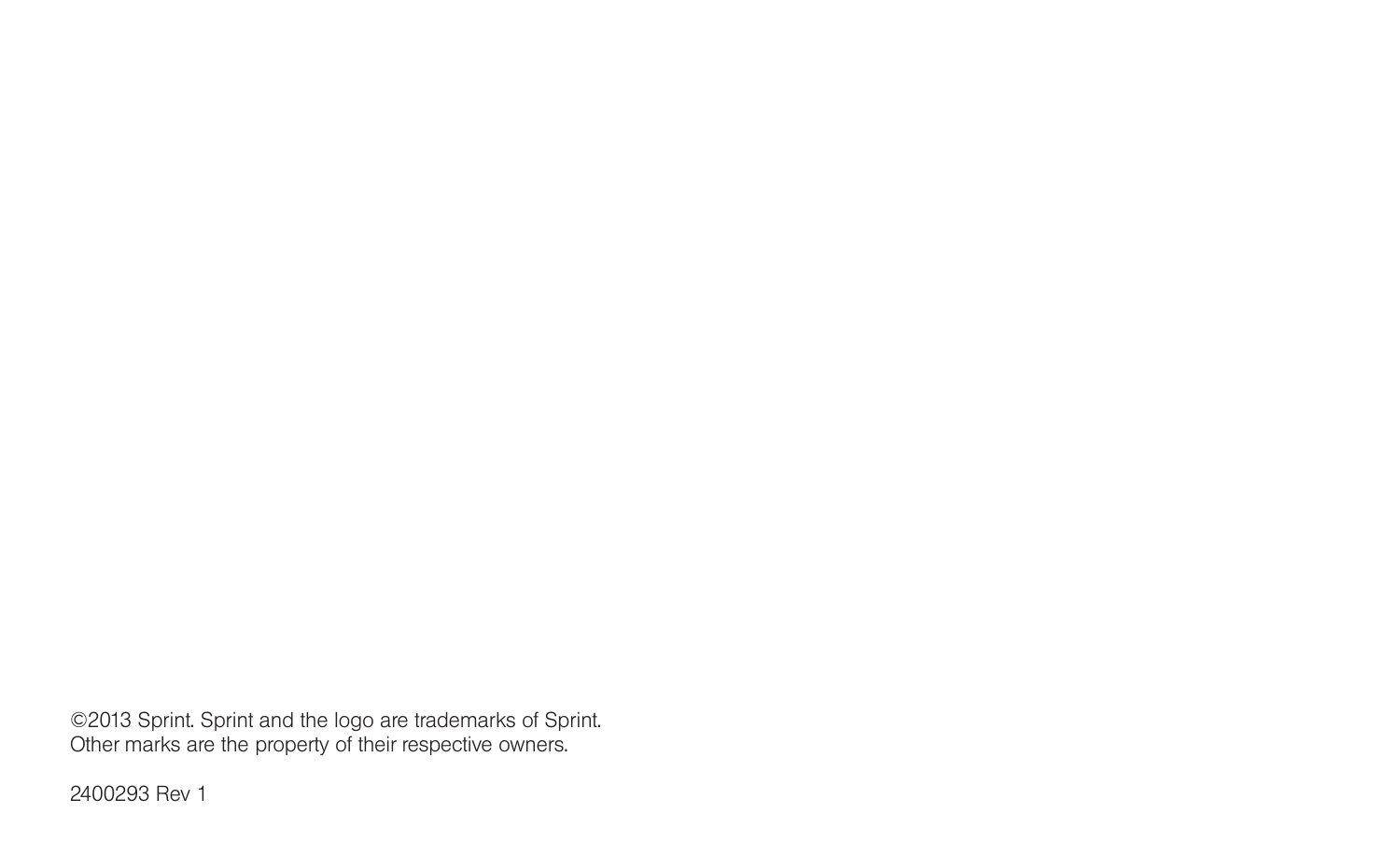©2013 Sprint. Sprint and the logo are trademarks of Sprint.
Other marks are the property of their respective owners.

2400293 Rev 1